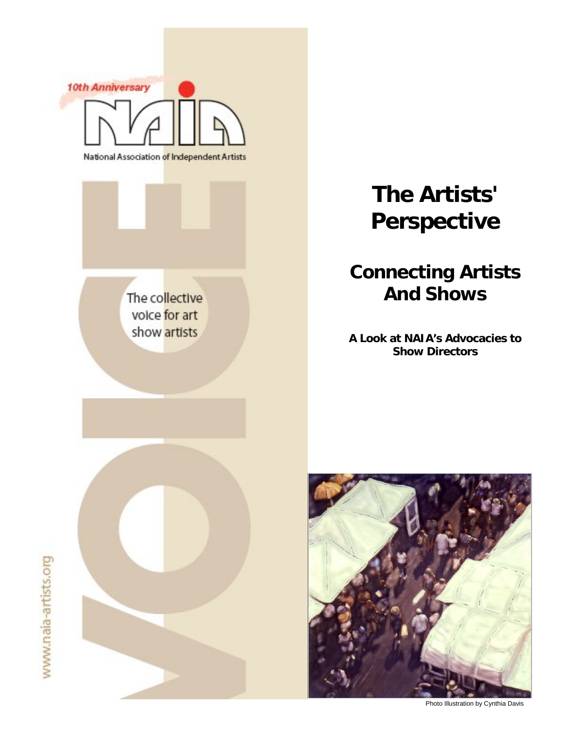10th Anniversary

NAIA

National Association of Independent Artists

VOICE

The collective voice for art show artists

www.naia-artists.org

# The Artists' Perspective

## Connecting Artists And Shows

**A Look at NAIA's Advocacies to Show Directors**

Photo Illustration by Cynthia Davis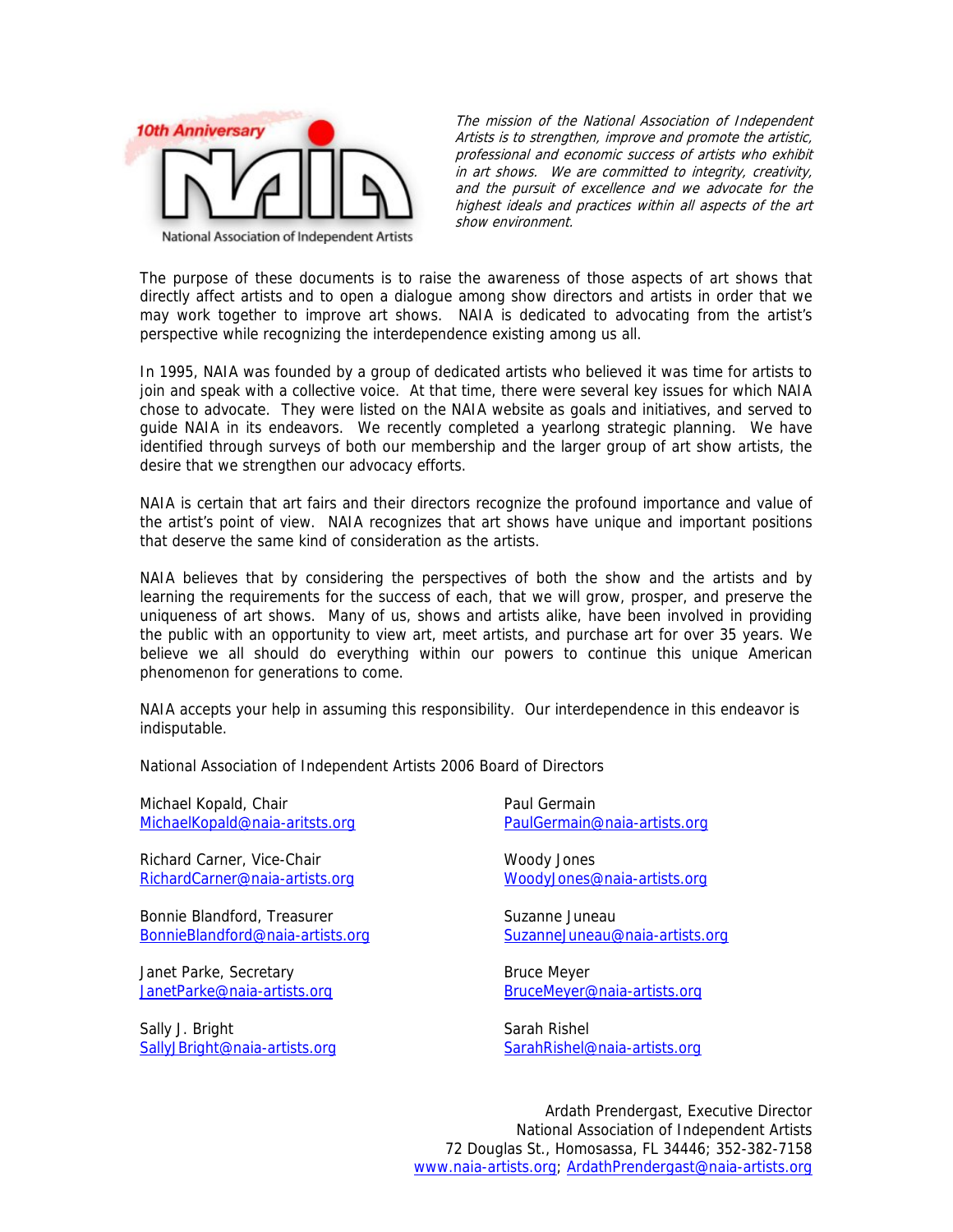10th Anniversary

NAIA

National Association of Independent Artists

*The mission of the National Association of Independent Artists is to strengthen, improve and promote the artistic, professional and economic success of artists who exhibit in art shows. We are committed to integrity, creativity, and the pursuit of excellence and we advocate for the highest ideals and practices within all aspects of the art show environment.*

The purpose of these documents is to raise the awareness of those aspects of art shows that directly affect artists and to open a dialogue among show directors and artists in order that we may work together to improve art shows. NAIA is dedicated to advocating from the artist's perspective while recognizing the interdependence existing among us all.

In 1995, NAIA was founded by a group of dedicated artists who believed it was time for artists to join and speak with a collective voice. At that time, there were several key issues for which NAIA chose to advocate. They were listed on the NAIA website as goals and initiatives, and served to guide NAIA in its endeavors. We recently completed a yearlong strategic planning. We have identified through surveys of both our membership and the larger group of art show artists, the desire that we strengthen our advocacy efforts.

NAIA is certain that art fairs and their directors recognize the profound importance and value of the artist's point of view. NAIA recognizes that art shows have unique and important positions that deserve the same kind of consideration as the artists.

NAIA believes that by considering the perspectives of both the show and the artists and by learning the requirements for the success of each, that we will grow, prosper, and preserve the uniqueness of art shows. Many of us, shows and artists alike, have been involved in providing the public with an opportunity to view art, meet artists, and purchase art for over 35 years. We believe we all should do everything within our powers to continue this unique American phenomenon for generations to come.

NAIA accepts your help in assuming this responsibility. Our interdependence in this endeavor is indisputable.

National Association of Independent Artists 2006 Board of Directors

Michael Kopald, Chair
MichaelKopald@naia-aritsts.org

Richard Carner, Vice-Chair
RichardCarner@naia-artists.org

Bonnie Blandford, Treasurer
BonnieBlandford@naia-artists.org

Janet Parke, Secretary
JanetParke@naia-artists.org

Sally J. Bright
SallyJBright@naia-artists.org

Paul Germain
PaulGermain@naia-artists.org

Woody Jones
WoodyJones@naia-artists.org

Suzanne Juneau
SuzanneJuneau@naia-artists.org

Bruce Meyer
BruceMeyer@naia-artists.org

Sarah Rishel
SarahRishel@naia-artists.org

Ardath Prendergast, Executive Director
National Association of Independent Artists
72 Douglas St., Homosassa, FL 34446; 352-382-7158
www.naia-artists.org; ArdathPrendergast@naia-artists.org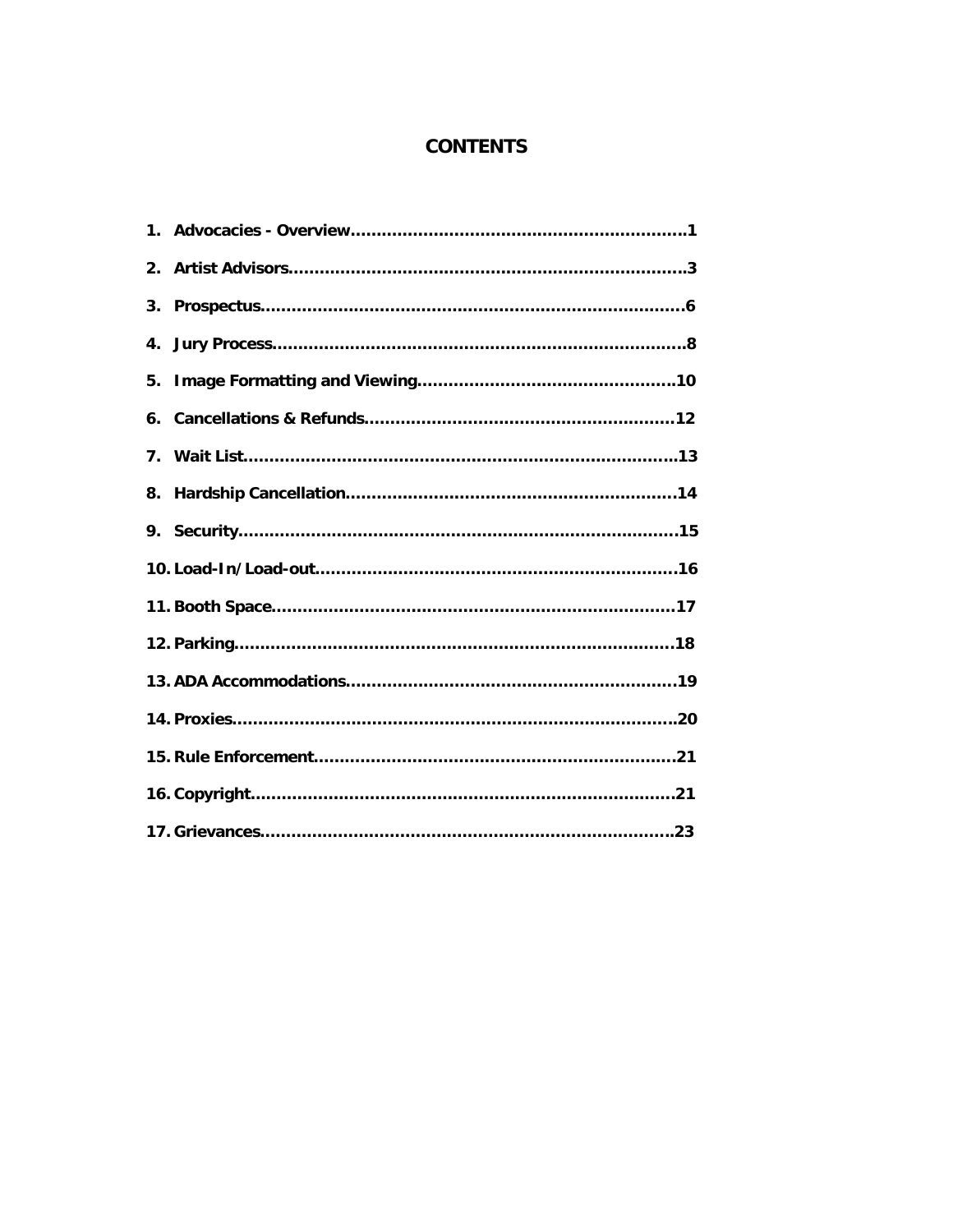# CONTENTS

1. Advocacies - Overview.................................................................1
2. Artist Advisors...........................................................................3
3. Prospectus..................................................................................6
4. Jury Process................................................................................8
5. Image Formatting and Viewing..................................................10
6. Cancellations & Refunds............................................................12
7. Wait List.....................................................................................13
8. Hardship Cancellation................................................................14
9. Security.......................................................................................15
10. Load-In/Load-out.......................................................................16
11. Booth Space...............................................................................17
12. Parking......................................................................................18
13. ADA Accommodations................................................................19
14. Proxies.......................................................................................20
15. Rule Enforcement......................................................................21
16. Copyright...................................................................................21
17. Grievances.................................................................................23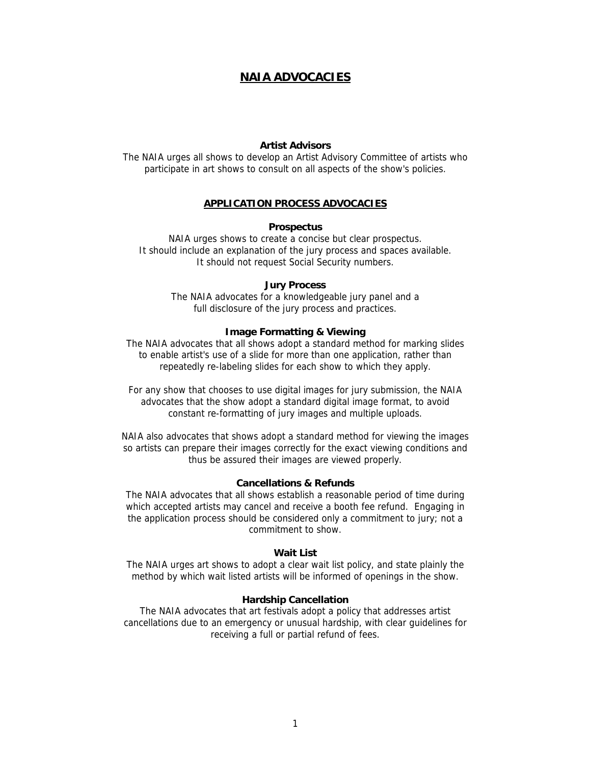# NAIA ADVOCACIES

### Artist Advisors

The NAIA urges all shows to develop an Artist Advisory Committee of artists who participate in art shows to consult on all aspects of the show's policies.

## APPLICATION PROCESS ADVOCACIES

### Prospectus

NAIA urges shows to create a concise but clear prospectus.
It should include an explanation of the jury process and spaces available.
It should not request Social Security numbers.

### Jury Process

The NAIA advocates for a knowledgeable jury panel and a full disclosure of the jury process and practices.

### Image Formatting & Viewing

The NAIA advocates that all shows adopt a standard method for marking slides to enable artist's use of a slide for more than one application, rather than repeatedly re-labeling slides for each show to which they apply.

For any show that chooses to use digital images for jury submission, the NAIA advocates that the show adopt a standard digital image format, to avoid constant re-formatting of jury images and multiple uploads.

NAIA also advocates that shows adopt a standard method for viewing the images so artists can prepare their images correctly for the exact viewing conditions and thus be assured their images are viewed properly.

### Cancellations & Refunds

The NAIA advocates that all shows establish a reasonable period of time during which accepted artists may cancel and receive a booth fee refund. Engaging in the application process should be considered only a commitment to jury; not a commitment to show.

### Wait List

The NAIA urges art shows to adopt a clear wait list policy, and state plainly the method by which wait listed artists will be informed of openings in the show.

### Hardship Cancellation

The NAIA advocates that art festivals adopt a policy that addresses artist cancellations due to an emergency or unusual hardship, with clear guidelines for receiving a full or partial refund of fees.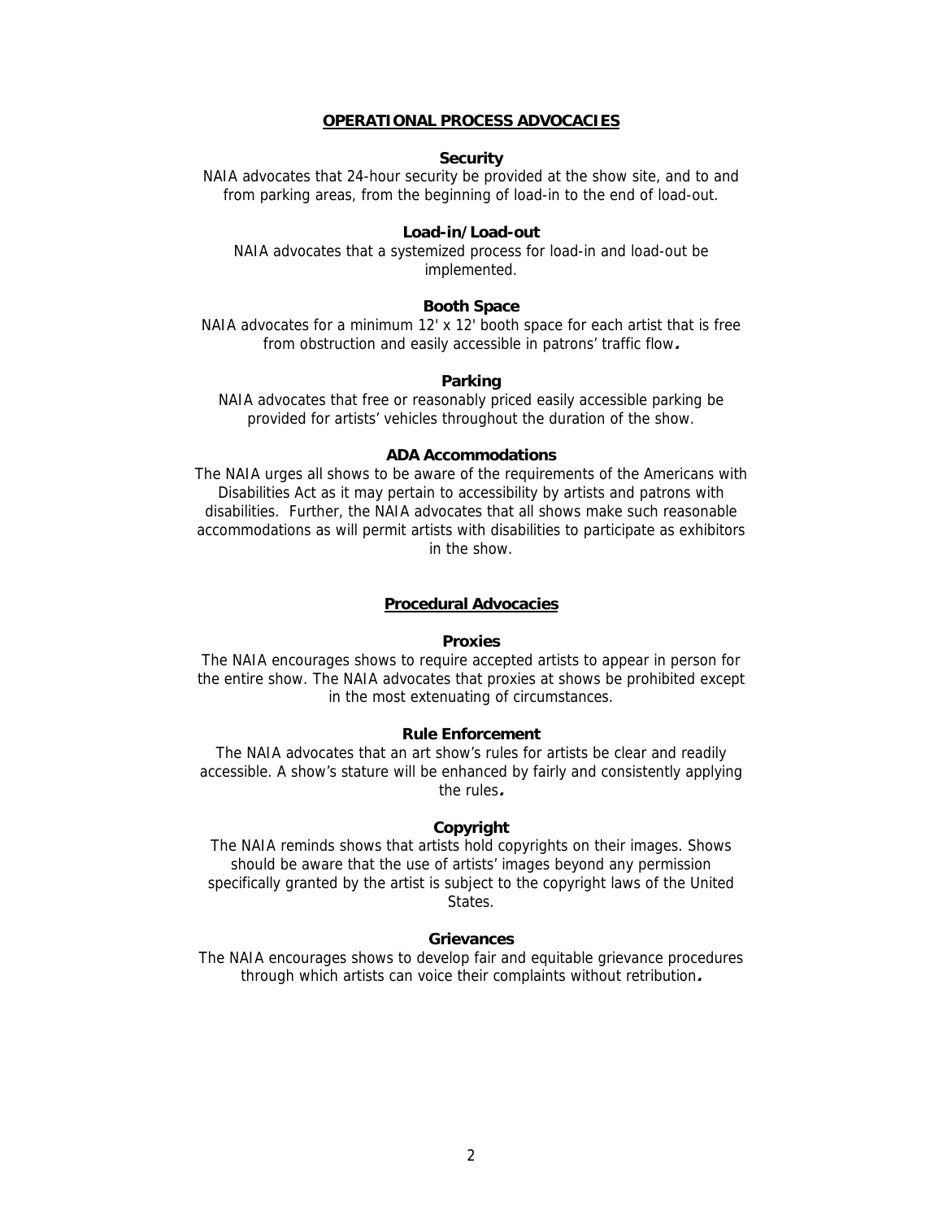## OPERATIONAL PROCESS ADVOCACIES

### Security

NAIA advocates that 24-hour security be provided at the show site, and to and from parking areas, from the beginning of load-in to the end of load-out.

### Load-in/Load-out

NAIA advocates that a systemized process for load-in and load-out be implemented.

### Booth Space

NAIA advocates for a minimum 12' x 12' booth space for each artist that is free from obstruction and easily accessible in patrons' traffic flow.

### Parking

NAIA advocates that free or reasonably priced easily accessible parking be provided for artists' vehicles throughout the duration of the show.

### ADA Accommodations

The NAIA urges all shows to be aware of the requirements of the Americans with Disabilities Act as it may pertain to accessibility by artists and patrons with disabilities. Further, the NAIA advocates that all shows make such reasonable accommodations as will permit artists with disabilities to participate as exhibitors in the show.

## Procedural Advocacies

### Proxies

The NAIA encourages shows to require accepted artists to appear in person for the entire show. The NAIA advocates that proxies at shows be prohibited except in the most extenuating of circumstances.

### Rule Enforcement

The NAIA advocates that an art show's rules for artists be clear and readily accessible. A show's stature will be enhanced by fairly and consistently applying the rules.

### Copyright

The NAIA reminds shows that artists hold copyrights on their images. Shows should be aware that the use of artists' images beyond any permission specifically granted by the artist is subject to the copyright laws of the United States.

### Grievances

The NAIA encourages shows to develop fair and equitable grievance procedures through which artists can voice their complaints without retribution.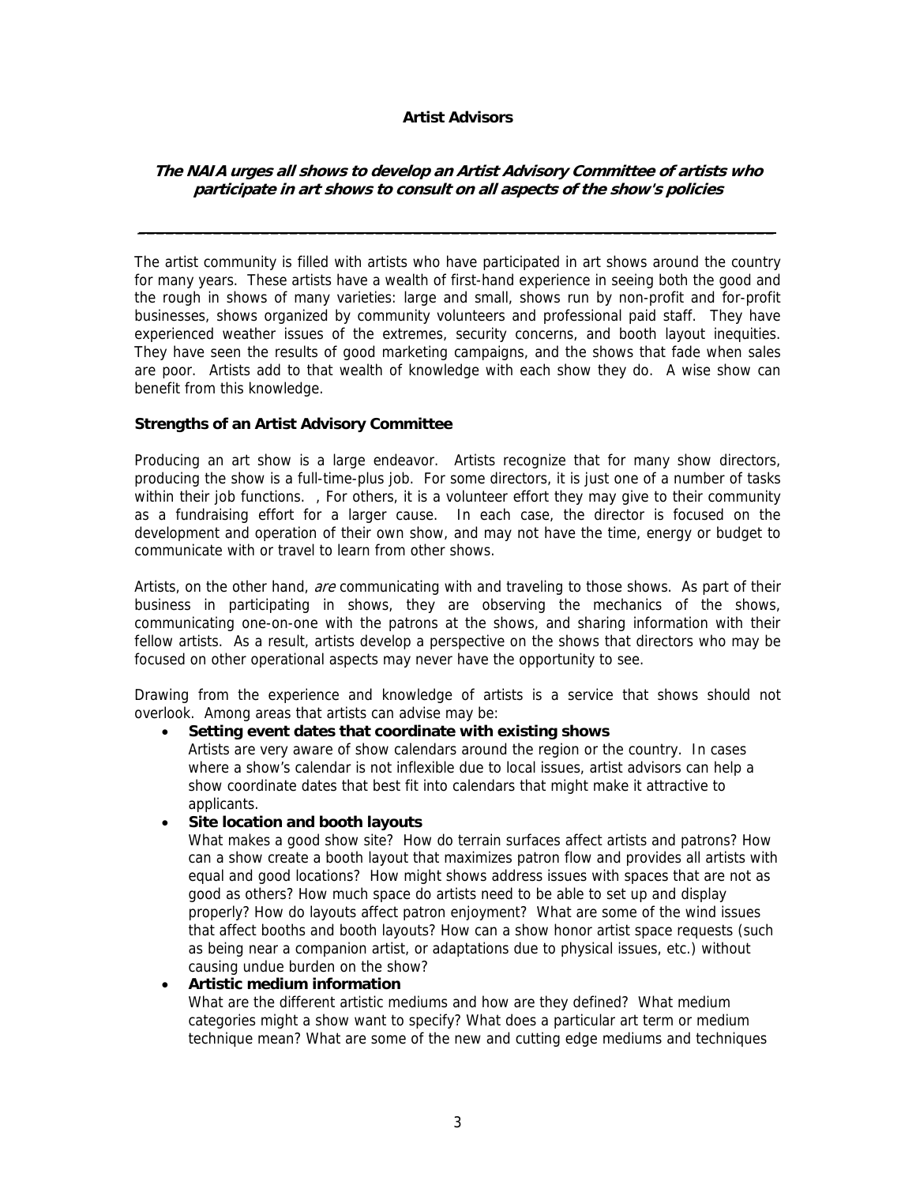**Artist Advisors**

***The NAIA urges all shows to develop an Artist Advisory Committee of artists who participate in art shows to consult on all aspects of the show's policies***

---

The artist community is filled with artists who have participated in art shows around the country for many years. These artists have a wealth of first-hand experience in seeing both the good and the rough in shows of many varieties: large and small, shows run by non-profit and for-profit businesses, shows organized by community volunteers and professional paid staff. They have experienced weather issues of the extremes, security concerns, and booth layout inequities. They have seen the results of good marketing campaigns, and the shows that fade when sales are poor. Artists add to that wealth of knowledge with each show they do. A wise show can benefit from this knowledge.

**Strengths of an Artist Advisory Committee**

Producing an art show is a large endeavor. Artists recognize that for many show directors, producing the show is a full-time-plus job. For some directors, it is just one of a number of tasks within their job functions. , For others, it is a volunteer effort they may give to their community as a fundraising effort for a larger cause. In each case, the director is focused on the development and operation of their own show, and may not have the time, energy or budget to communicate with or travel to learn from other shows.

Artists, on the other hand, *are* communicating with and traveling to those shows. As part of their business in participating in shows, they are observing the mechanics of the shows, communicating one-on-one with the patrons at the shows, and sharing information with their fellow artists. As a result, artists develop a perspective on the shows that directors who may be focused on other operational aspects may never have the opportunity to see.

Drawing from the experience and knowledge of artists is a service that shows should not overlook. Among areas that artists can advise may be:

- **Setting event dates that coordinate with existing shows**
  Artists are very aware of show calendars around the region or the country. In cases where a show's calendar is not inflexible due to local issues, artist advisors can help a show coordinate dates that best fit into calendars that might make it attractive to applicants.
- **Site location and booth layouts**
  What makes a good show site? How do terrain surfaces affect artists and patrons? How can a show create a booth layout that maximizes patron flow and provides all artists with equal and good locations? How might shows address issues with spaces that are not as good as others? How much space do artists need to be able to set up and display properly? How do layouts affect patron enjoyment? What are some of the wind issues that affect booths and booth layouts? How can a show honor artist space requests (such as being near a companion artist, or adaptations due to physical issues, etc.) without causing undue burden on the show?
- **Artistic medium information**
  What are the different artistic mediums and how are they defined? What medium categories might a show want to specify? What does a particular art term or medium technique mean? What are some of the new and cutting edge mediums and techniques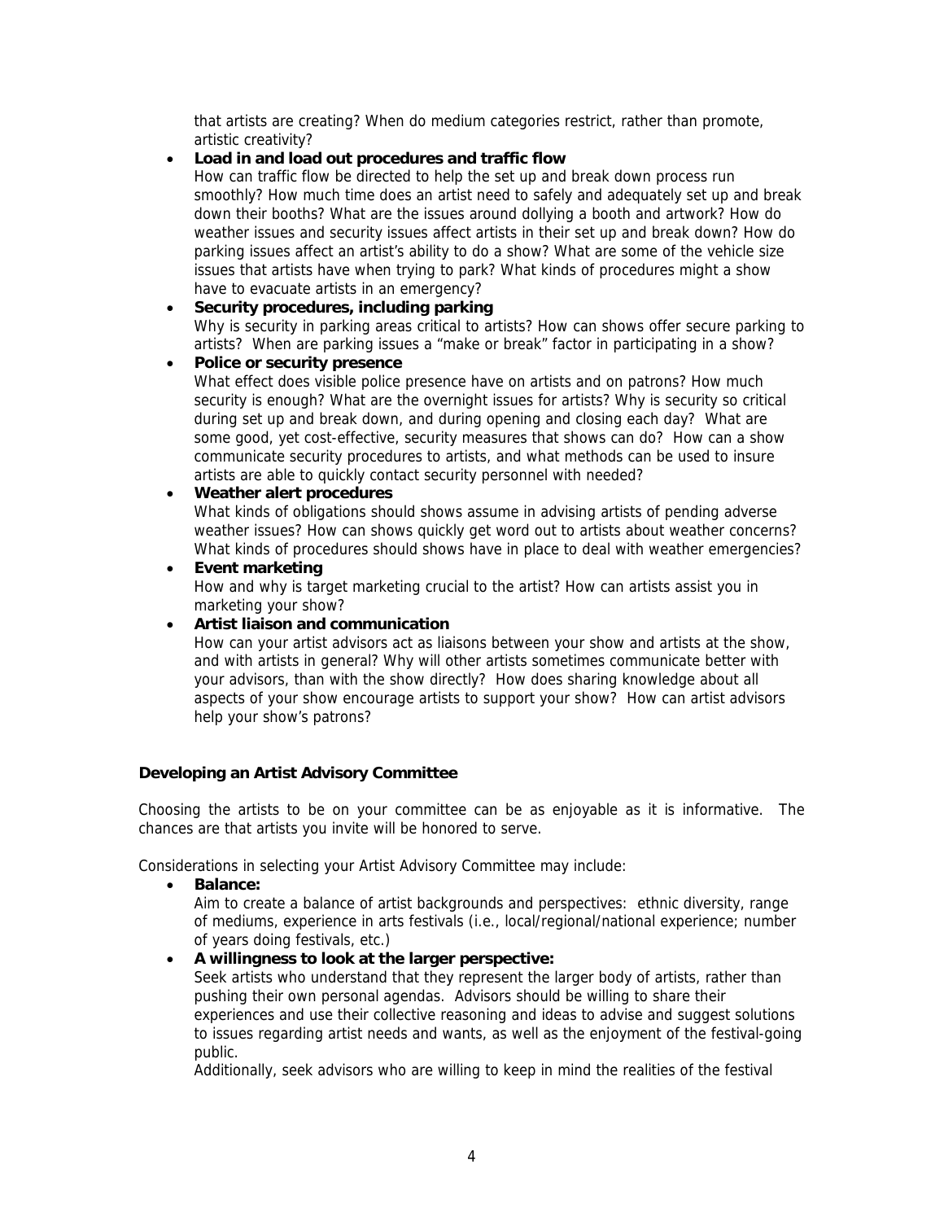that artists are creating? When do medium categories restrict, rather than promote, artistic creativity?

- **Load in and load out procedures and traffic flow**
  How can traffic flow be directed to help the set up and break down process run smoothly? How much time does an artist need to safely and adequately set up and break down their booths? What are the issues around dollying a booth and artwork? How do weather issues and security issues affect artists in their set up and break down? How do parking issues affect an artist's ability to do a show? What are some of the vehicle size issues that artists have when trying to park? What kinds of procedures might a show have to evacuate artists in an emergency?
- **Security procedures, including parking**
  Why is security in parking areas critical to artists? How can shows offer secure parking to artists? When are parking issues a "make or break" factor in participating in a show?
- **Police or security presence**
  What effect does visible police presence have on artists and on patrons? How much security is enough? What are the overnight issues for artists? Why is security so critical during set up and break down, and during opening and closing each day? What are some good, yet cost-effective, security measures that shows can do? How can a show communicate security procedures to artists, and what methods can be used to insure artists are able to quickly contact security personnel with needed?
- **Weather alert procedures**
  What kinds of obligations should shows assume in advising artists of pending adverse weather issues? How can shows quickly get word out to artists about weather concerns? What kinds of procedures should shows have in place to deal with weather emergencies?
- **Event marketing**
  How and why is target marketing crucial to the artist? How can artists assist you in marketing your show?
- **Artist liaison and communication**
  How can your artist advisors act as liaisons between your show and artists at the show, and with artists in general? Why will other artists sometimes communicate better with your advisors, than with the show directly? How does sharing knowledge about all aspects of your show encourage artists to support your show? How can artist advisors help your show's patrons?

**Developing an Artist Advisory Committee**

Choosing the artists to be on your committee can be as enjoyable as it is informative. The chances are that artists you invite will be honored to serve.

Considerations in selecting your Artist Advisory Committee may include:

- **Balance:**
  Aim to create a balance of artist backgrounds and perspectives: ethnic diversity, range of mediums, experience in arts festivals (i.e., local/regional/national experience; number of years doing festivals, etc.)
- **A willingness to look at the larger perspective:**
  Seek artists who understand that they represent the larger body of artists, rather than pushing their own personal agendas. Advisors should be willing to share their experiences and use their collective reasoning and ideas to advise and suggest solutions to issues regarding artist needs and wants, as well as the enjoyment of the festival-going public.
  Additionally, seek advisors who are willing to keep in mind the realities of the festival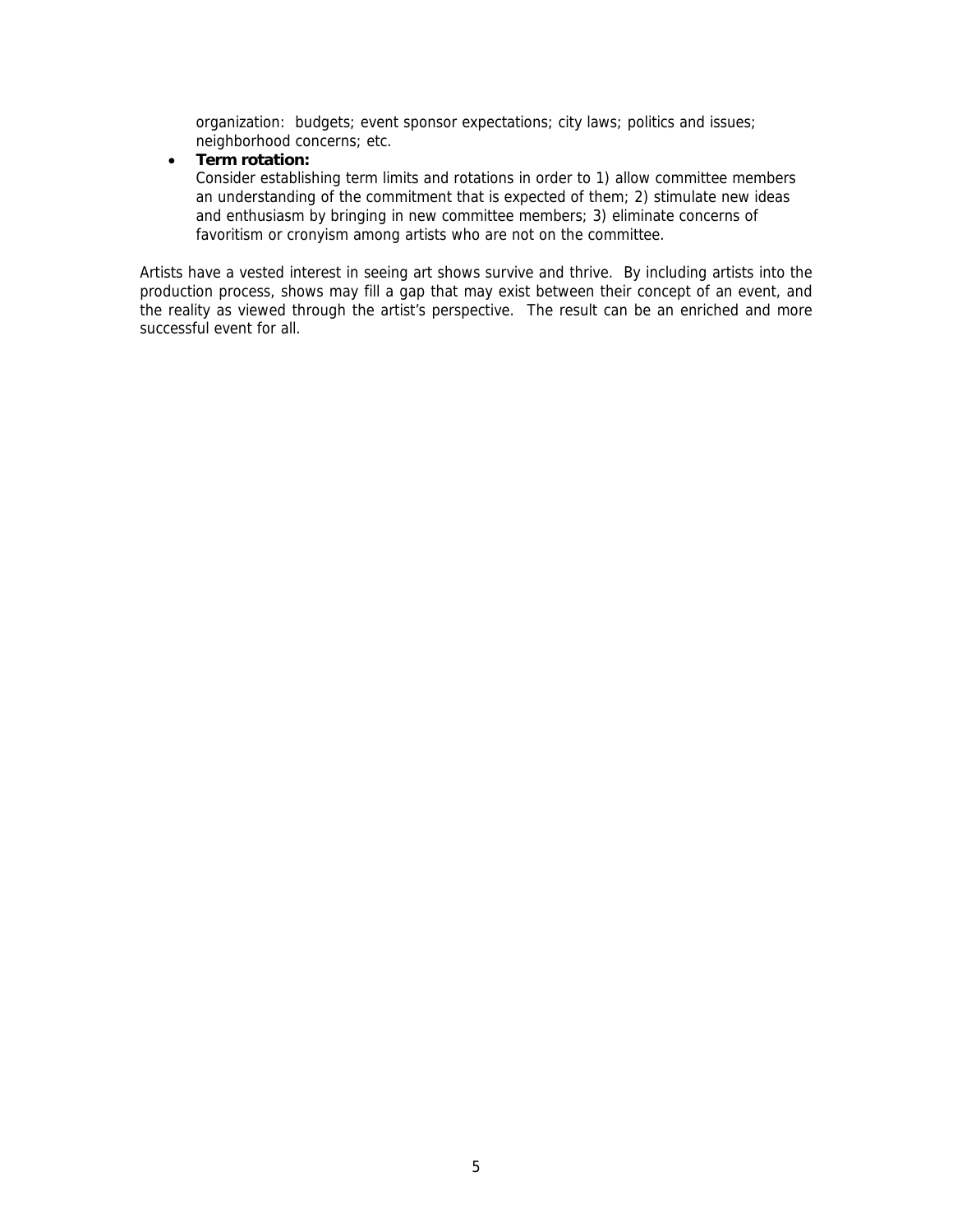organization: budgets; event sponsor expectations; city laws; politics and issues; neighborhood concerns; etc.

- **Term rotation:**
  Consider establishing term limits and rotations in order to 1) allow committee members an understanding of the commitment that is expected of them; 2) stimulate new ideas and enthusiasm by bringing in new committee members; 3) eliminate concerns of favoritism or cronyism among artists who are not on the committee.

Artists have a vested interest in seeing art shows survive and thrive. By including artists into the production process, shows may fill a gap that may exist between their concept of an event, and the reality as viewed through the artist's perspective. The result can be an enriched and more successful event for all.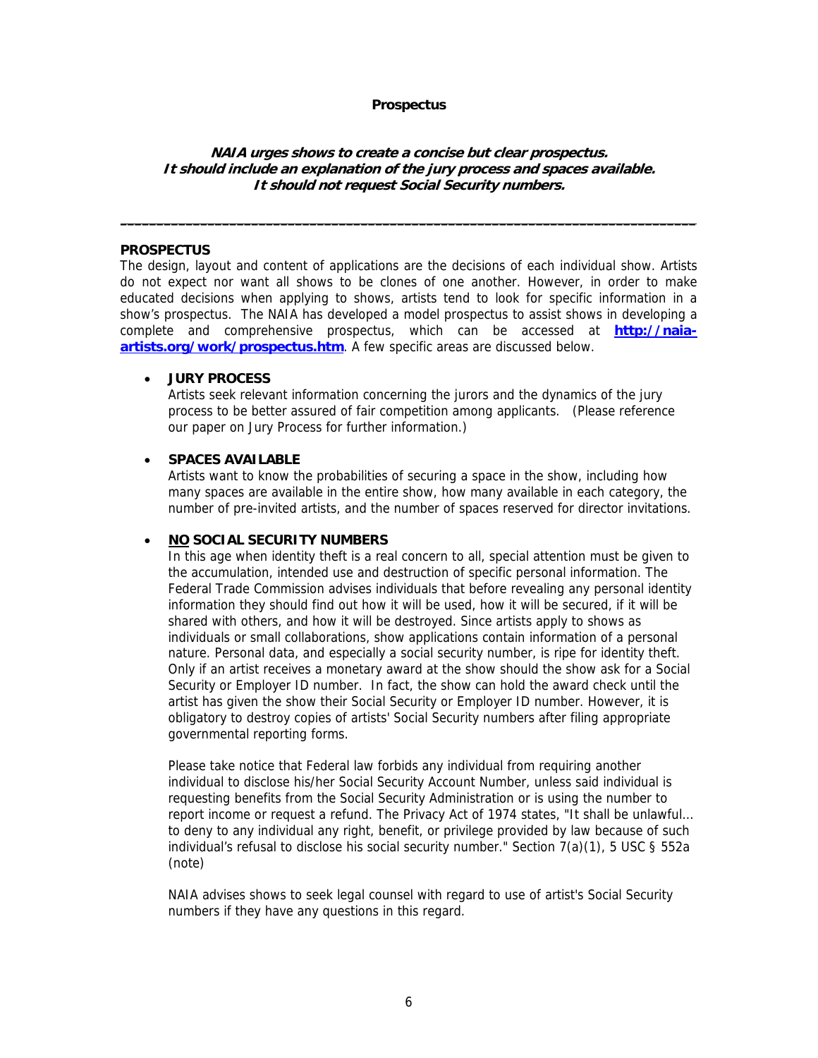# Prospectus

***NAIA urges shows to create a concise but clear prospectus.***
***It should include an explanation of the jury process and spaces available.***
***It should not request Social Security numbers.***

---

## PROSPECTUS

The design, layout and content of applications are the decisions of each individual show. Artists do not expect nor want all shows to be clones of one another. However, in order to make educated decisions when applying to shows, artists tend to look for specific information in a show's prospectus. The NAIA has developed a model prospectus to assist shows in developing a complete and comprehensive prospectus, which can be accessed at **[http://naia-artists.org/work/prospectus.htm](http://naia-artists.org/work/prospectus.htm)**. A few specific areas are discussed below.

- **JURY PROCESS**
  Artists seek relevant information concerning the jurors and the dynamics of the jury process to be better assured of fair competition among applicants. (Please reference our paper on Jury Process for further information.)

- **SPACES AVAILABLE**
  Artists want to know the probabilities of securing a space in the show, including how many spaces are available in the entire show, how many available in each category, the number of pre-invited artists, and the number of spaces reserved for director invitations.

- **<u>NO</u> SOCIAL SECURITY NUMBERS**
  In this age when identity theft is a real concern to all, special attention must be given to the accumulation, intended use and destruction of specific personal information. The Federal Trade Commission advises individuals that before revealing any personal identity information they should find out how it will be used, how it will be secured, if it will be shared with others, and how it will be destroyed. Since artists apply to shows as individuals or small collaborations, show applications contain information of a personal nature. Personal data, and especially a social security number, is ripe for identity theft. Only if an artist receives a monetary award at the show should the show ask for a Social Security or Employer ID number. In fact, the show can hold the award check until the artist has given the show their Social Security or Employer ID number. However, it is obligatory to destroy copies of artists' Social Security numbers after filing appropriate governmental reporting forms.

  Please take notice that Federal law forbids any individual from requiring another individual to disclose his/her Social Security Account Number, unless said individual is requesting benefits from the Social Security Administration or is using the number to report income or request a refund. The Privacy Act of 1974 states, "It shall be unlawful… to deny to any individual any right, benefit, or privilege provided by law because of such individual's refusal to disclose his social security number." Section 7(a)(1), 5 USC § 552a (note)

  NAIA advises shows to seek legal counsel with regard to use of artist's Social Security numbers if they have any questions in this regard.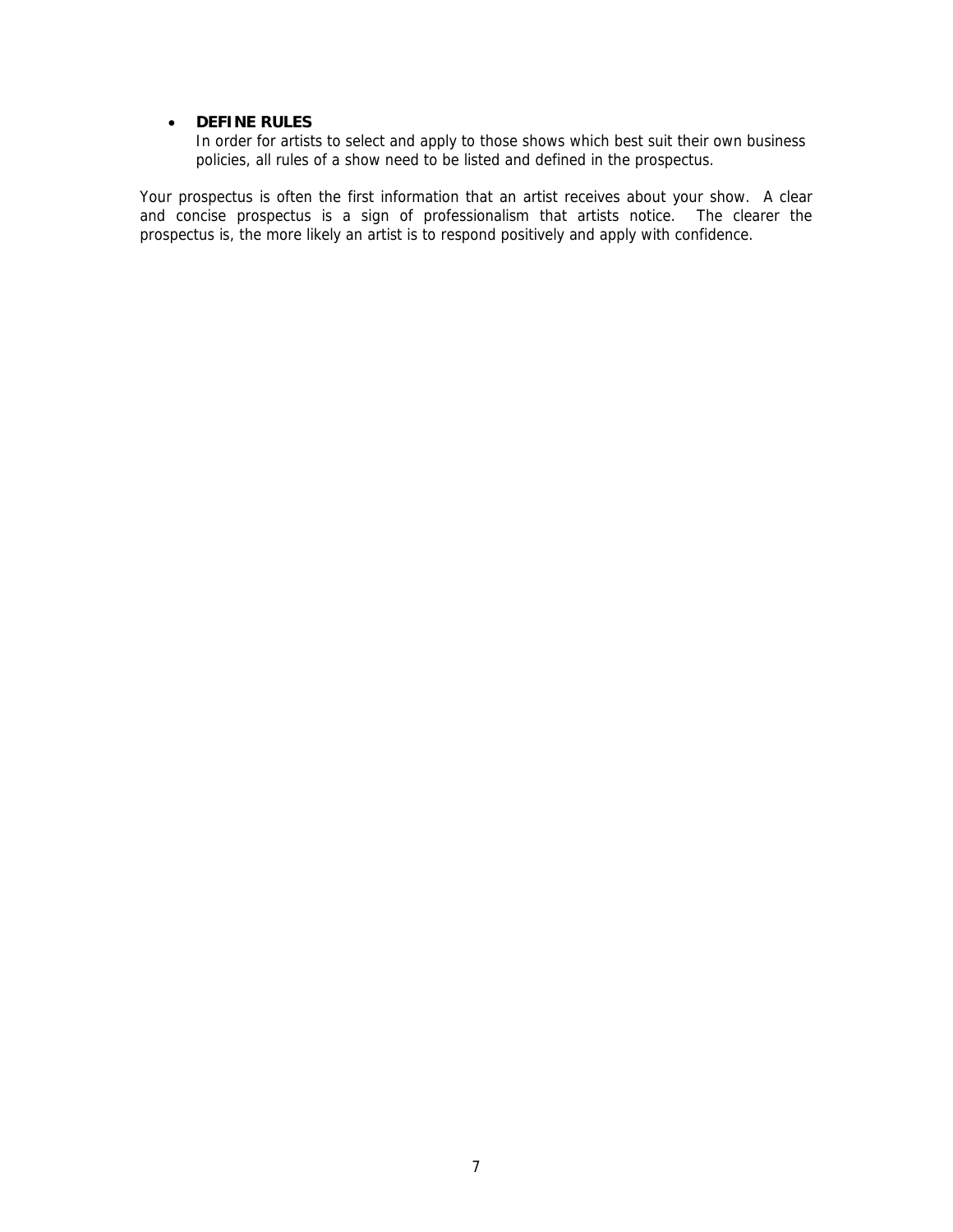- **DEFINE RULES**
  In order for artists to select and apply to those shows which best suit their own business policies, all rules of a show need to be listed and defined in the prospectus.

Your prospectus is often the first information that an artist receives about your show. A clear and concise prospectus is a sign of professionalism that artists notice. The clearer the prospectus is, the more likely an artist is to respond positively and apply with confidence.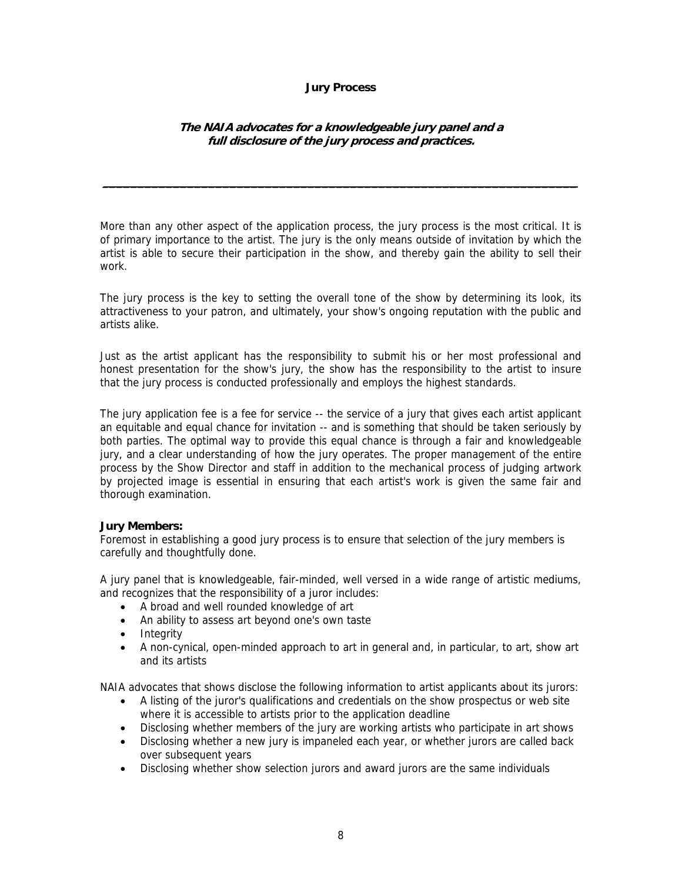## Jury Process

***The NAIA advocates for a knowledgeable jury panel and a full disclosure of the jury process and practices.***

---

More than any other aspect of the application process, the jury process is the most critical. It is of primary importance to the artist. The jury is the only means outside of invitation by which the artist is able to secure their participation in the show, and thereby gain the ability to sell their work.

The jury process is the key to setting the overall tone of the show by determining its look, its attractiveness to your patron, and ultimately, your show's ongoing reputation with the public and artists alike.

Just as the artist applicant has the responsibility to submit his or her most professional and honest presentation for the show's jury, the show has the responsibility to the artist to insure that the jury process is conducted professionally and employs the highest standards.

The jury application fee is a fee for service -- the service of a jury that gives each artist applicant an equitable and equal chance for invitation -- and is something that should be taken seriously by both parties. The optimal way to provide this equal chance is through a fair and knowledgeable jury, and a clear understanding of how the jury operates. The proper management of the entire process by the Show Director and staff in addition to the mechanical process of judging artwork by projected image is essential in ensuring that each artist's work is given the same fair and thorough examination.

**Jury Members:**
Foremost in establishing a good jury process is to ensure that selection of the jury members is carefully and thoughtfully done.

A jury panel that is knowledgeable, fair-minded, well versed in a wide range of artistic mediums, and recognizes that the responsibility of a juror includes:

- A broad and well rounded knowledge of art
- An ability to assess art beyond one's own taste
- Integrity
- A non-cynical, open-minded approach to art in general and, in particular, to art, show art and its artists

NAIA advocates that shows disclose the following information to artist applicants about its jurors:

- A listing of the juror's qualifications and credentials on the show prospectus or web site where it is accessible to artists prior to the application deadline
- Disclosing whether members of the jury are working artists who participate in art shows
- Disclosing whether a new jury is impaneled each year, or whether jurors are called back over subsequent years
- Disclosing whether show selection jurors and award jurors are the same individuals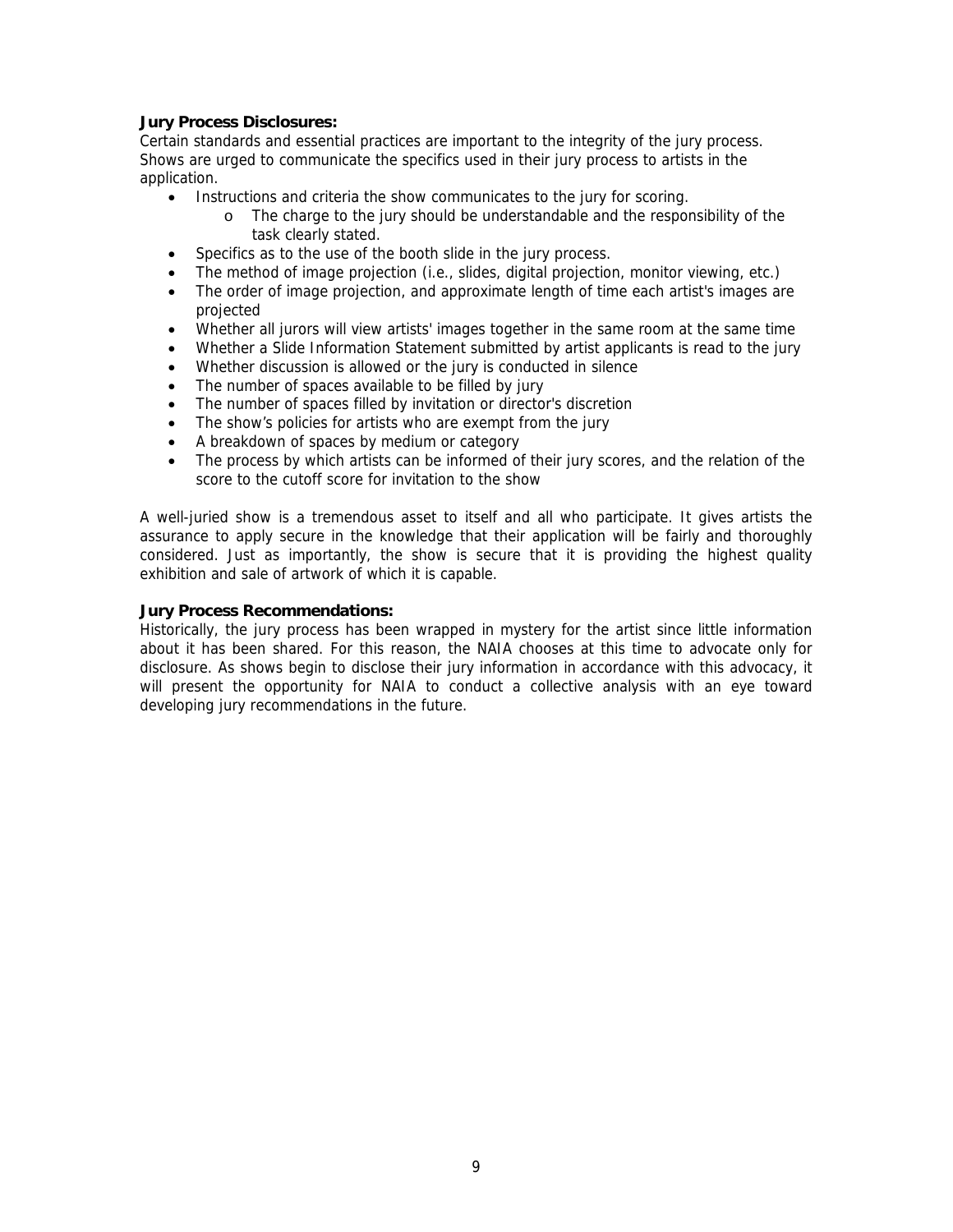**Jury Process Disclosures:**

Certain standards and essential practices are important to the integrity of the jury process. Shows are urged to communicate the specifics used in their jury process to artists in the application.

- Instructions and criteria the show communicates to the jury for scoring.
  - The charge to the jury should be understandable and the responsibility of the task clearly stated.
- Specifics as to the use of the booth slide in the jury process.
- The method of image projection (i.e., slides, digital projection, monitor viewing, etc.)
- The order of image projection, and approximate length of time each artist's images are projected
- Whether all jurors will view artists' images together in the same room at the same time
- Whether a Slide Information Statement submitted by artist applicants is read to the jury
- Whether discussion is allowed or the jury is conducted in silence
- The number of spaces available to be filled by jury
- The number of spaces filled by invitation or director's discretion
- The show's policies for artists who are exempt from the jury
- A breakdown of spaces by medium or category
- The process by which artists can be informed of their jury scores, and the relation of the score to the cutoff score for invitation to the show

A well-juried show is a tremendous asset to itself and all who participate. It gives artists the assurance to apply secure in the knowledge that their application will be fairly and thoroughly considered. Just as importantly, the show is secure that it is providing the highest quality exhibition and sale of artwork of which it is capable.

**Jury Process Recommendations:**

Historically, the jury process has been wrapped in mystery for the artist since little information about it has been shared. For this reason, the NAIA chooses at this time to advocate only for disclosure. As shows begin to disclose their jury information in accordance with this advocacy, it will present the opportunity for NAIA to conduct a collective analysis with an eye toward developing jury recommendations in the future.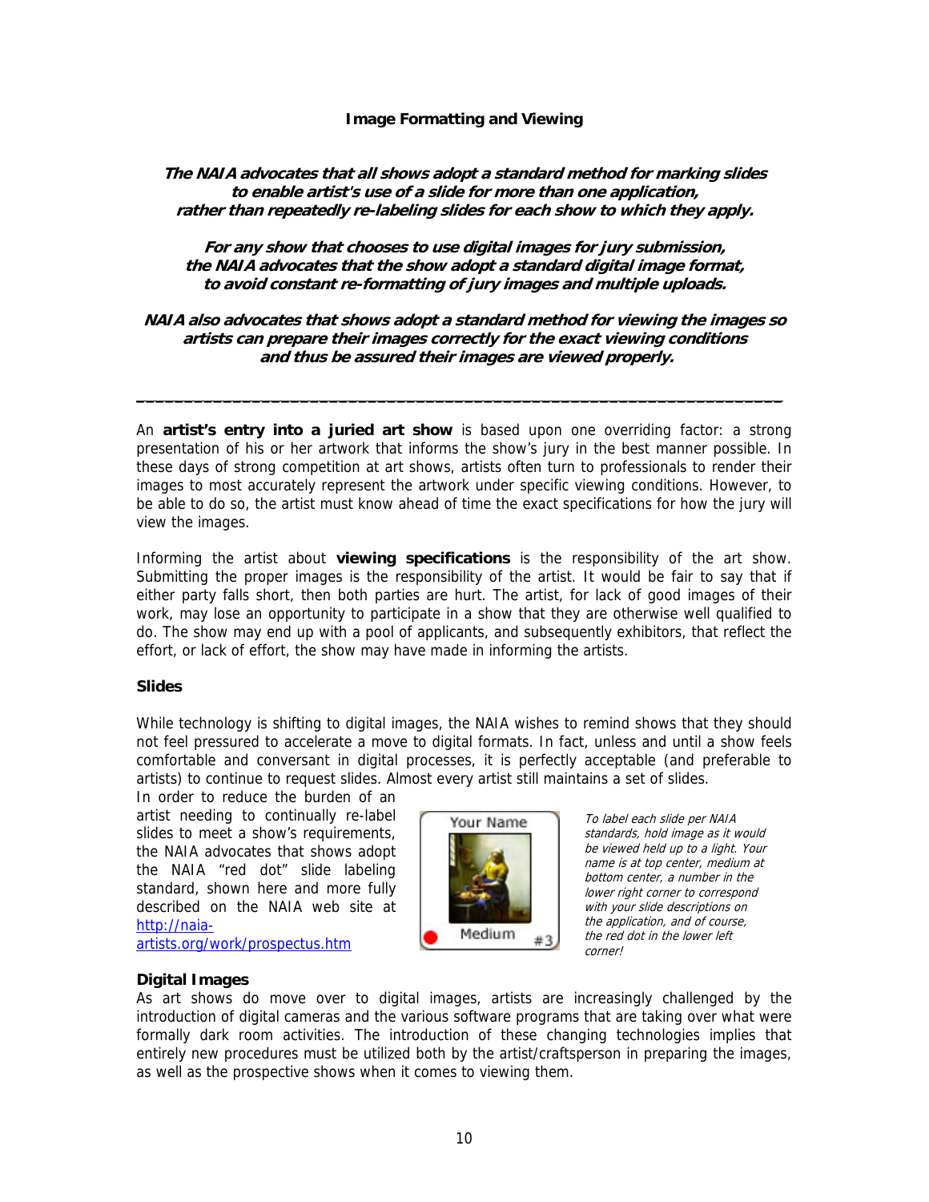## Image Formatting and Viewing

***The NAIA advocates that all shows adopt a standard method for marking slides to enable artist's use of a slide for more than one application, rather than repeatedly re-labeling slides for each show to which they apply.***

***For any show that chooses to use digital images for jury submission, the NAIA advocates that the show adopt a standard digital image format, to avoid constant re-formatting of jury images and multiple uploads.***

***NAIA also advocates that shows adopt a standard method for viewing the images so artists can prepare their images correctly for the exact viewing conditions and thus be assured their images are viewed properly.***

---

An **artist's entry into a juried art show** is based upon one overriding factor: a strong presentation of his or her artwork that informs the show's jury in the best manner possible. In these days of strong competition at art shows, artists often turn to professionals to render their images to most accurately represent the artwork under specific viewing conditions. However, to be able to do so, the artist must know ahead of time the exact specifications for how the jury will view the images.

Informing the artist about **viewing specifications** is the responsibility of the art show. Submitting the proper images is the responsibility of the artist. It would be fair to say that if either party falls short, then both parties are hurt. The artist, for lack of good images of their work, may lose an opportunity to participate in a show that they are otherwise well qualified to do. The show may end up with a pool of applicants, and subsequently exhibitors, that reflect the effort, or lack of effort, the show may have made in informing the artists.

### Slides

While technology is shifting to digital images, the NAIA wishes to remind shows that they should not feel pressured to accelerate a move to digital formats. In fact, unless and until a show feels comfortable and conversant in digital processes, it is perfectly acceptable (and preferable to artists) to continue to request slides. Almost every artist still maintains a set of slides.

In order to reduce the burden of an artist needing to continually re-label slides to meet a show's requirements, the NAIA advocates that shows adopt the NAIA "red dot" slide labeling standard, shown here and more fully described on the NAIA web site at http://naia-artists.org/work/prospectus.htm

Your Name

Medium #3

*To label each slide per NAIA standards, hold image as it would be viewed held up to a light. Your name is at top center, medium at bottom center, a number in the lower right corner to correspond with your slide descriptions on the application, and of course, the red dot in the lower left corner!*

### Digital Images

As art shows do move over to digital images, artists are increasingly challenged by the introduction of digital cameras and the various software programs that are taking over what were formally dark room activities. The introduction of these changing technologies implies that entirely new procedures must be utilized both by the artist/craftsperson in preparing the images, as well as the prospective shows when it comes to viewing them.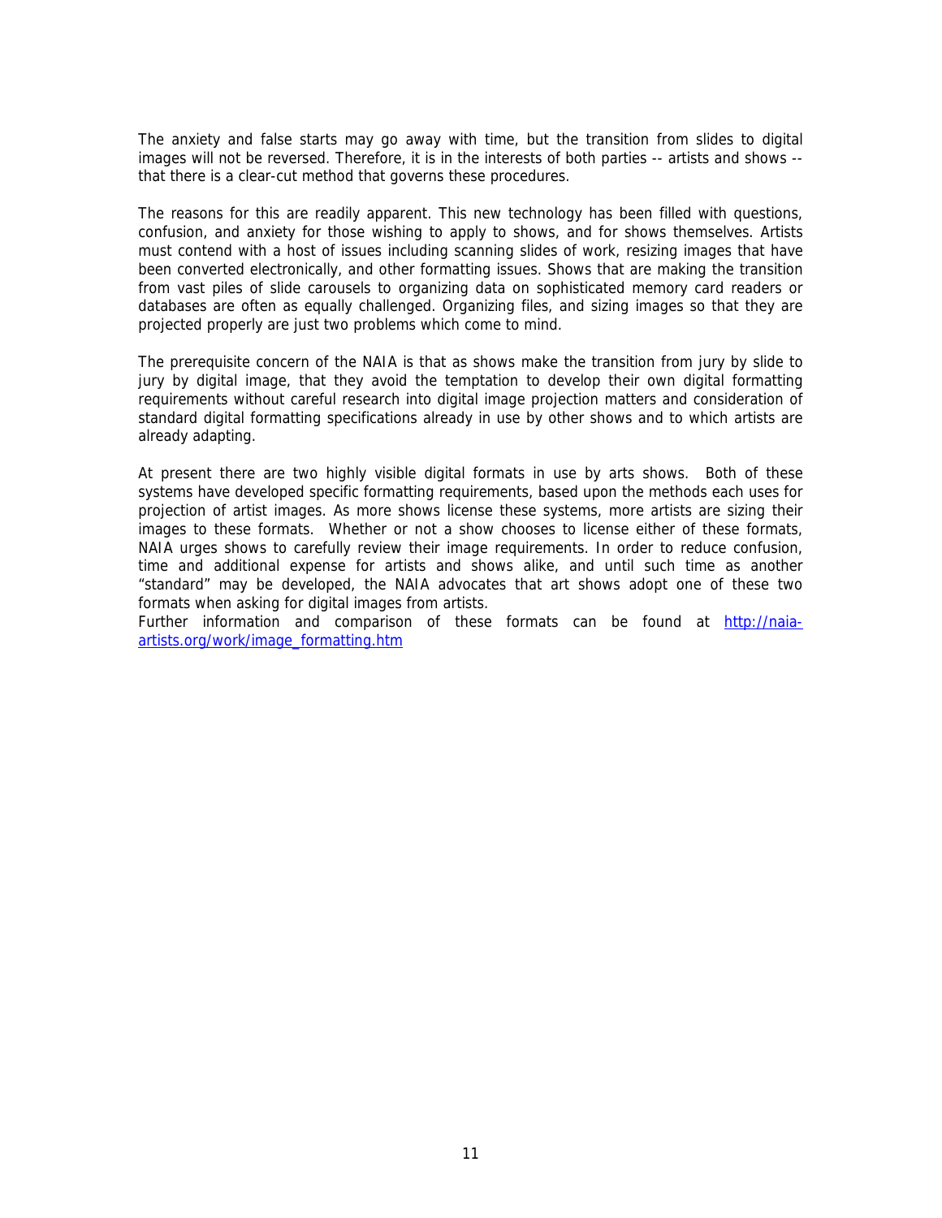The anxiety and false starts may go away with time, but the transition from slides to digital images will not be reversed. Therefore, it is in the interests of both parties -- artists and shows -- that there is a clear-cut method that governs these procedures.

The reasons for this are readily apparent. This new technology has been filled with questions, confusion, and anxiety for those wishing to apply to shows, and for shows themselves. Artists must contend with a host of issues including scanning slides of work, resizing images that have been converted electronically, and other formatting issues. Shows that are making the transition from vast piles of slide carousels to organizing data on sophisticated memory card readers or databases are often as equally challenged. Organizing files, and sizing images so that they are projected properly are just two problems which come to mind.

The prerequisite concern of the NAIA is that as shows make the transition from jury by slide to jury by digital image, that they avoid the temptation to develop their own digital formatting requirements without careful research into digital image projection matters and consideration of standard digital formatting specifications already in use by other shows and to which artists are already adapting.

At present there are two highly visible digital formats in use by arts shows. Both of these systems have developed specific formatting requirements, based upon the methods each uses for projection of artist images. As more shows license these systems, more artists are sizing their images to these formats. Whether or not a show chooses to license either of these formats, NAIA urges shows to carefully review their image requirements. In order to reduce confusion, time and additional expense for artists and shows alike, and until such time as another "standard" may be developed, the NAIA advocates that art shows adopt one of these two formats when asking for digital images from artists.

Further information and comparison of these formats can be found at [http://naia-artists.org/work/image_formatting.htm](http://naia-artists.org/work/image_formatting.htm)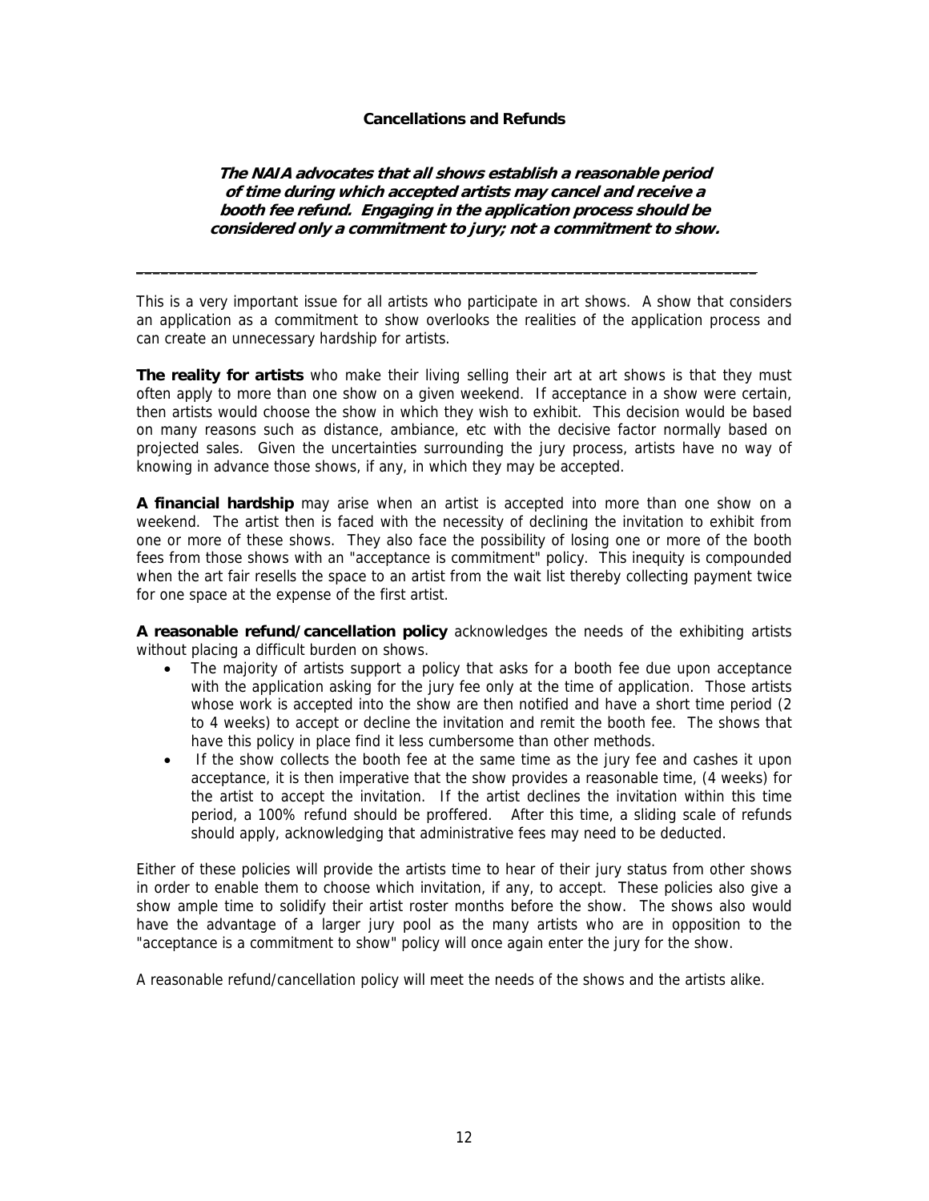## Cancellations and Refunds

***The NAIA advocates that all shows establish a reasonable period of time during which accepted artists may cancel and receive a booth fee refund. Engaging in the application process should be considered only a commitment to jury; not a commitment to show.***

---

This is a very important issue for all artists who participate in art shows. A show that considers an application as a commitment to show overlooks the realities of the application process and can create an unnecessary hardship for artists.

**The reality for artists** who make their living selling their art at art shows is that they must often apply to more than one show on a given weekend. If acceptance in a show were certain, then artists would choose the show in which they wish to exhibit. This decision would be based on many reasons such as distance, ambiance, etc with the decisive factor normally based on projected sales. Given the uncertainties surrounding the jury process, artists have no way of knowing in advance those shows, if any, in which they may be accepted.

**A financial hardship** may arise when an artist is accepted into more than one show on a weekend. The artist then is faced with the necessity of declining the invitation to exhibit from one or more of these shows. They also face the possibility of losing one or more of the booth fees from those shows with an "acceptance is commitment" policy. This inequity is compounded when the art fair resells the space to an artist from the wait list thereby collecting payment twice for one space at the expense of the first artist.

**A reasonable refund/cancellation policy** acknowledges the needs of the exhibiting artists without placing a difficult burden on shows.

- The majority of artists support a policy that asks for a booth fee due upon acceptance with the application asking for the jury fee only at the time of application. Those artists whose work is accepted into the show are then notified and have a short time period (2 to 4 weeks) to accept or decline the invitation and remit the booth fee. The shows that have this policy in place find it less cumbersome than other methods.
- If the show collects the booth fee at the same time as the jury fee and cashes it upon acceptance, it is then imperative that the show provides a reasonable time, (4 weeks) for the artist to accept the invitation. If the artist declines the invitation within this time period, a 100% refund should be proffered. After this time, a sliding scale of refunds should apply, acknowledging that administrative fees may need to be deducted.

Either of these policies will provide the artists time to hear of their jury status from other shows in order to enable them to choose which invitation, if any, to accept. These policies also give a show ample time to solidify their artist roster months before the show. The shows also would have the advantage of a larger jury pool as the many artists who are in opposition to the "acceptance is a commitment to show" policy will once again enter the jury for the show.

A reasonable refund/cancellation policy will meet the needs of the shows and the artists alike.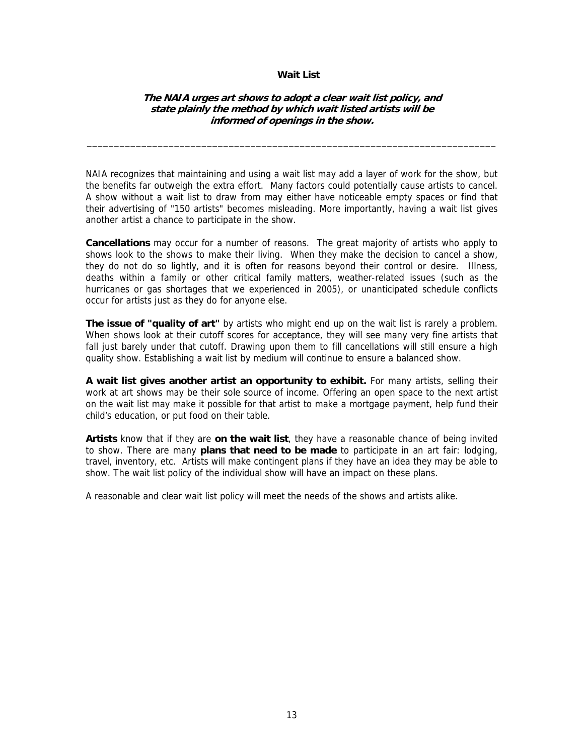## Wait List

***The NAIA urges art shows to adopt a clear wait list policy, and state plainly the method by which wait listed artists will be informed of openings in the show.***

---

NAIA recognizes that maintaining and using a wait list may add a layer of work for the show, but the benefits far outweigh the extra effort. Many factors could potentially cause artists to cancel. A show without a wait list to draw from may either have noticeable empty spaces or find that their advertising of "150 artists" becomes misleading. More importantly, having a wait list gives another artist a chance to participate in the show.

**Cancellations** may occur for a number of reasons. The great majority of artists who apply to shows look to the shows to make their living. When they make the decision to cancel a show, they do not do so lightly, and it is often for reasons beyond their control or desire. Illness, deaths within a family or other critical family matters, weather-related issues (such as the hurricanes or gas shortages that we experienced in 2005), or unanticipated schedule conflicts occur for artists just as they do for anyone else.

**The issue of "quality of art"** by artists who might end up on the wait list is rarely a problem. When shows look at their cutoff scores for acceptance, they will see many very fine artists that fall just barely under that cutoff. Drawing upon them to fill cancellations will still ensure a high quality show. Establishing a wait list by medium will continue to ensure a balanced show.

**A wait list gives another artist an opportunity to exhibit.** For many artists, selling their work at art shows may be their sole source of income. Offering an open space to the next artist on the wait list may make it possible for that artist to make a mortgage payment, help fund their child's education, or put food on their table.

**Artists** know that if they are **on the wait list**, they have a reasonable chance of being invited to show. There are many **plans that need to be made** to participate in an art fair: lodging, travel, inventory, etc. Artists will make contingent plans if they have an idea they may be able to show. The wait list policy of the individual show will have an impact on these plans.

A reasonable and clear wait list policy will meet the needs of the shows and artists alike.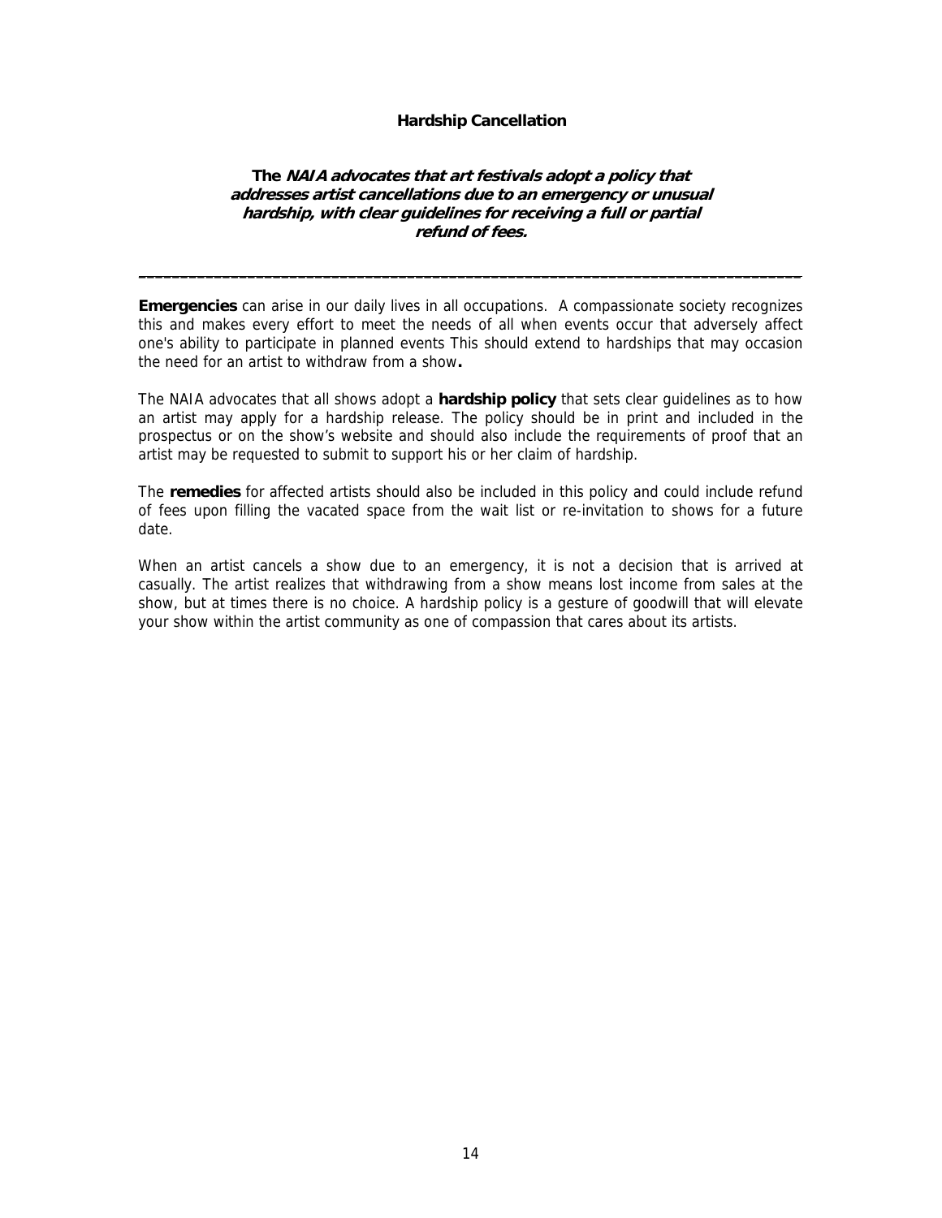## Hardship Cancellation

**The *NAIA advocates that art festivals adopt a policy that addresses artist cancellations due to an emergency or unusual hardship, with clear guidelines for receiving a full or partial refund of fees.***

---

**Emergencies** can arise in our daily lives in all occupations. A compassionate society recognizes this and makes every effort to meet the needs of all when events occur that adversely affect one's ability to participate in planned events This should extend to hardships that may occasion the need for an artist to withdraw from a show**.**

The NAIA advocates that all shows adopt a **hardship policy** that sets clear guidelines as to how an artist may apply for a hardship release. The policy should be in print and included in the prospectus or on the show's website and should also include the requirements of proof that an artist may be requested to submit to support his or her claim of hardship.

The **remedies** for affected artists should also be included in this policy and could include refund of fees upon filling the vacated space from the wait list or re-invitation to shows for a future date.

When an artist cancels a show due to an emergency, it is not a decision that is arrived at casually. The artist realizes that withdrawing from a show means lost income from sales at the show, but at times there is no choice. A hardship policy is a gesture of goodwill that will elevate your show within the artist community as one of compassion that cares about its artists.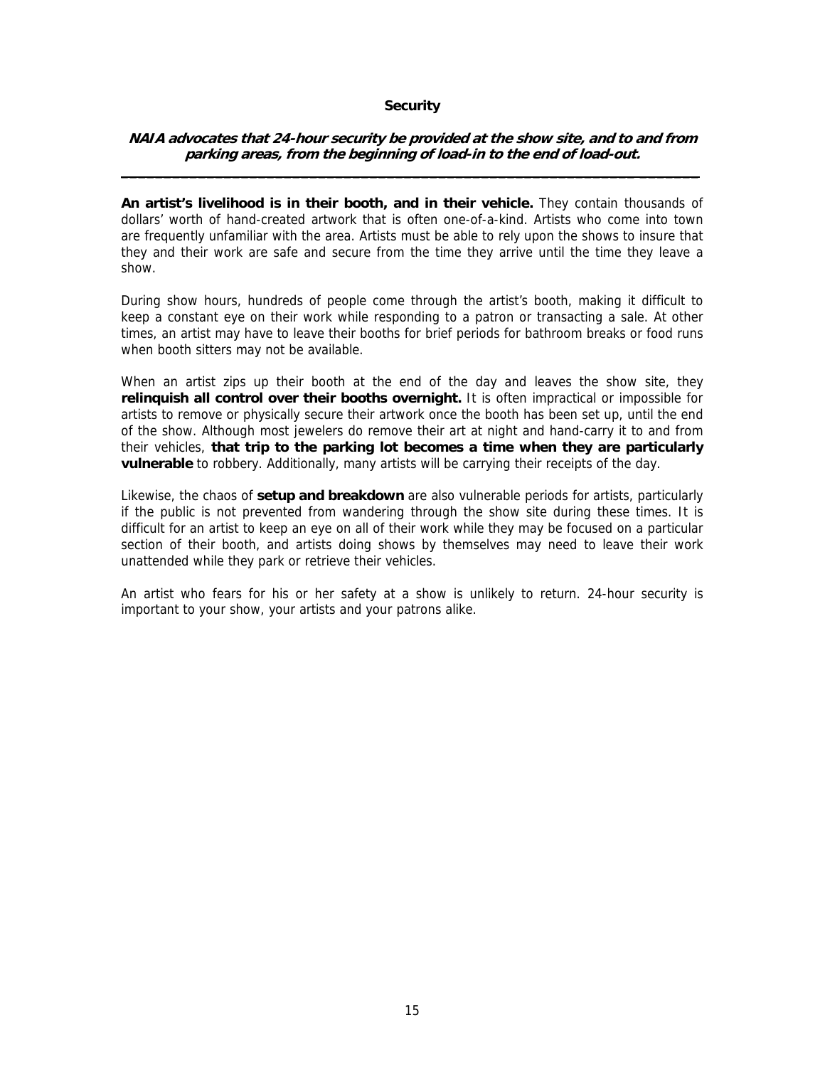## Security

***NAIA advocates that 24-hour security be provided at the show site, and to and from parking areas, from the beginning of load-in to the end of load-out.***

---

**An artist's livelihood is in their booth, and in their vehicle.** They contain thousands of dollars' worth of hand-created artwork that is often one-of-a-kind. Artists who come into town are frequently unfamiliar with the area. Artists must be able to rely upon the shows to insure that they and their work are safe and secure from the time they arrive until the time they leave a show.

During show hours, hundreds of people come through the artist's booth, making it difficult to keep a constant eye on their work while responding to a patron or transacting a sale. At other times, an artist may have to leave their booths for brief periods for bathroom breaks or food runs when booth sitters may not be available.

When an artist zips up their booth at the end of the day and leaves the show site, they **relinquish all control over their booths overnight.** It is often impractical or impossible for artists to remove or physically secure their artwork once the booth has been set up, until the end of the show. Although most jewelers do remove their art at night and hand-carry it to and from their vehicles, **that trip to the parking lot becomes a time when they are particularly vulnerable** to robbery. Additionally, many artists will be carrying their receipts of the day.

Likewise, the chaos of **setup and breakdown** are also vulnerable periods for artists, particularly if the public is not prevented from wandering through the show site during these times. It is difficult for an artist to keep an eye on all of their work while they may be focused on a particular section of their booth, and artists doing shows by themselves may need to leave their work unattended while they park or retrieve their vehicles.

An artist who fears for his or her safety at a show is unlikely to return. 24-hour security is important to your show, your artists and your patrons alike.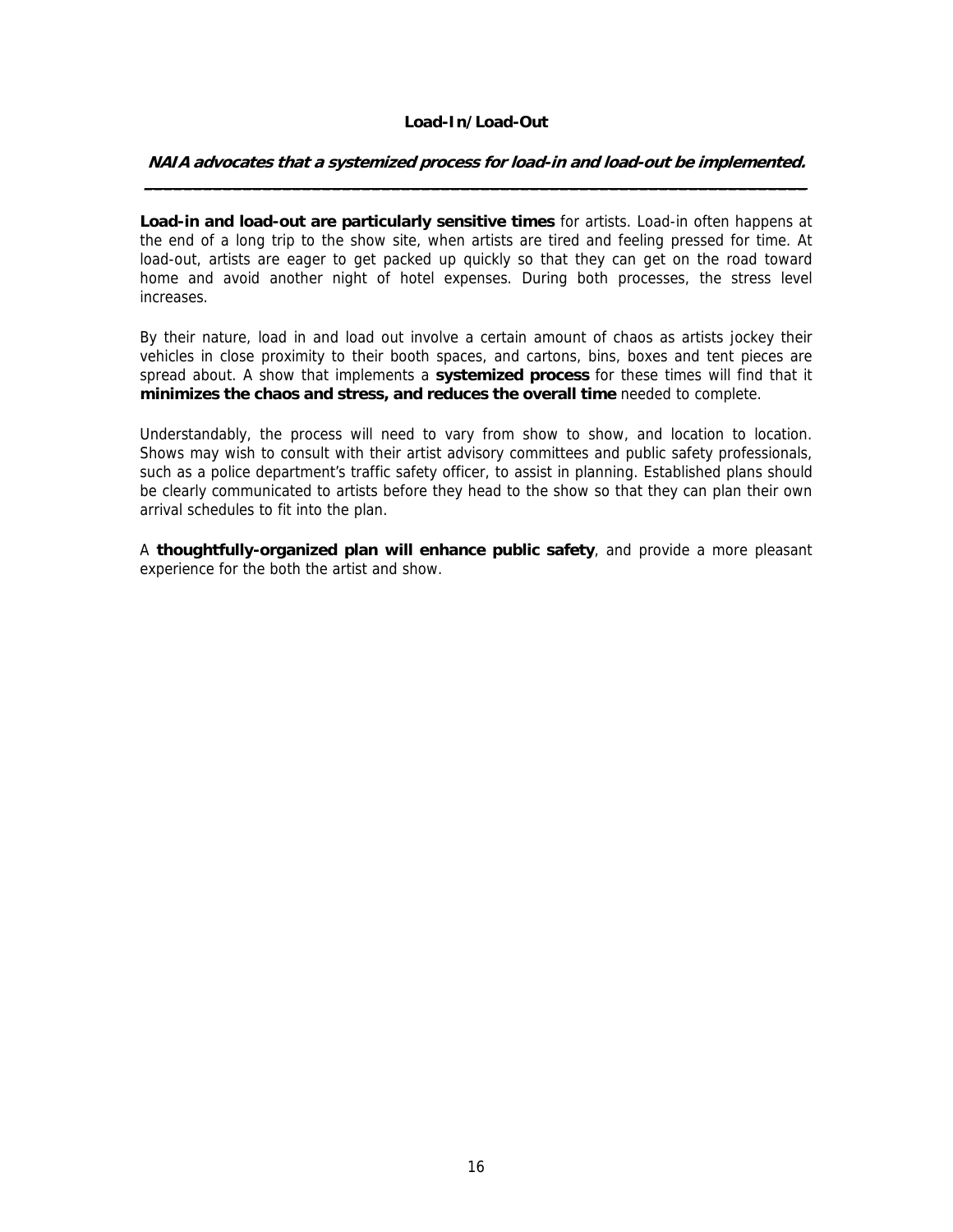## Load-In/Load-Out

***NAIA advocates that a systemized process for load-in and load-out be implemented.***

---

**Load-in and load-out are particularly sensitive times** for artists. Load-in often happens at the end of a long trip to the show site, when artists are tired and feeling pressed for time. At load-out, artists are eager to get packed up quickly so that they can get on the road toward home and avoid another night of hotel expenses. During both processes, the stress level increases.

By their nature, load in and load out involve a certain amount of chaos as artists jockey their vehicles in close proximity to their booth spaces, and cartons, bins, boxes and tent pieces are spread about. A show that implements a **systemized process** for these times will find that it **minimizes the chaos and stress, and reduces the overall time** needed to complete.

Understandably, the process will need to vary from show to show, and location to location. Shows may wish to consult with their artist advisory committees and public safety professionals, such as a police department's traffic safety officer, to assist in planning. Established plans should be clearly communicated to artists before they head to the show so that they can plan their own arrival schedules to fit into the plan.

A **thoughtfully-organized plan will enhance public safety**, and provide a more pleasant experience for the both the artist and show.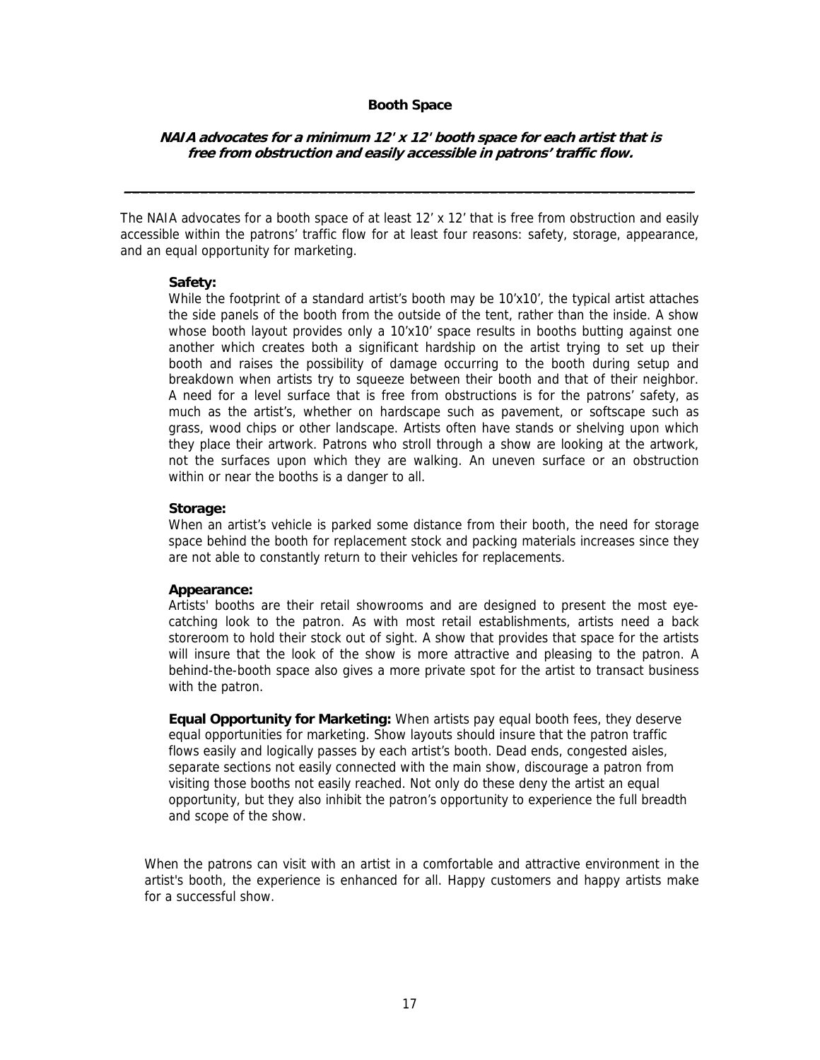## Booth Space

***NAIA advocates for a minimum 12' x 12' booth space for each artist that is free from obstruction and easily accessible in patrons' traffic flow.***

---

The NAIA advocates for a booth space of at least 12' x 12' that is free from obstruction and easily accessible within the patrons' traffic flow for at least four reasons: safety, storage, appearance, and an equal opportunity for marketing.

**Safety:**
While the footprint of a standard artist's booth may be 10'x10', the typical artist attaches the side panels of the booth from the outside of the tent, rather than the inside. A show whose booth layout provides only a 10'x10' space results in booths butting against one another which creates both a significant hardship on the artist trying to set up their booth and raises the possibility of damage occurring to the booth during setup and breakdown when artists try to squeeze between their booth and that of their neighbor. A need for a level surface that is free from obstructions is for the patrons' safety, as much as the artist's, whether on hardscape such as pavement, or softscape such as grass, wood chips or other landscape. Artists often have stands or shelving upon which they place their artwork. Patrons who stroll through a show are looking at the artwork, not the surfaces upon which they are walking. An uneven surface or an obstruction within or near the booths is a danger to all.

**Storage:**
When an artist's vehicle is parked some distance from their booth, the need for storage space behind the booth for replacement stock and packing materials increases since they are not able to constantly return to their vehicles for replacements.

**Appearance:**
Artists' booths are their retail showrooms and are designed to present the most eye-catching look to the patron. As with most retail establishments, artists need a back storeroom to hold their stock out of sight. A show that provides that space for the artists will insure that the look of the show is more attractive and pleasing to the patron. A behind-the-booth space also gives a more private spot for the artist to transact business with the patron.

**Equal Opportunity for Marketing:** When artists pay equal booth fees, they deserve equal opportunities for marketing. Show layouts should insure that the patron traffic flows easily and logically passes by each artist's booth. Dead ends, congested aisles, separate sections not easily connected with the main show, discourage a patron from visiting those booths not easily reached. Not only do these deny the artist an equal opportunity, but they also inhibit the patron's opportunity to experience the full breadth and scope of the show.

When the patrons can visit with an artist in a comfortable and attractive environment in the artist's booth, the experience is enhanced for all. Happy customers and happy artists make for a successful show.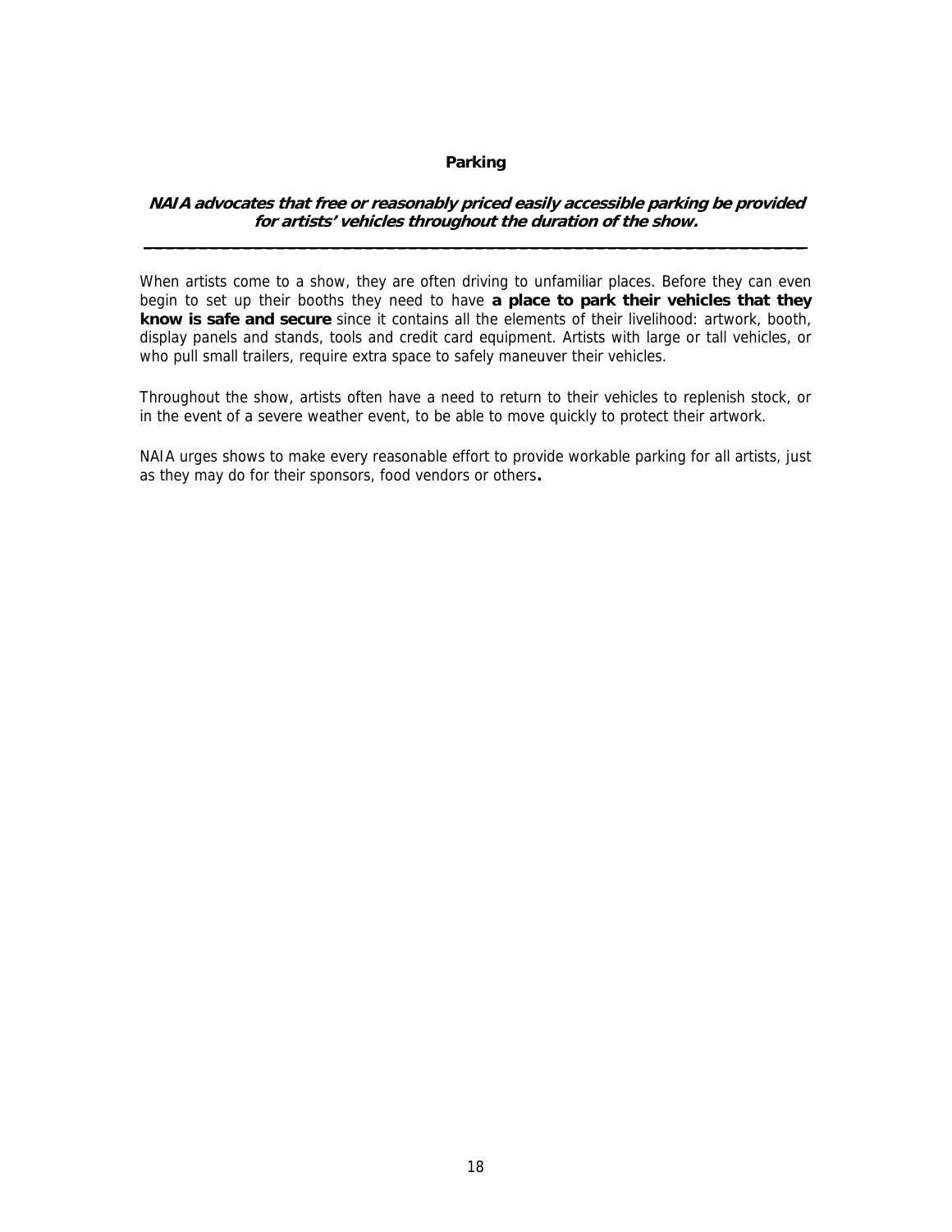## Parking

***NAIA advocates that free or reasonably priced easily accessible parking be provided for artists' vehicles throughout the duration of the show.***

---

When artists come to a show, they are often driving to unfamiliar places. Before they can even begin to set up their booths they need to have **a place to park their vehicles that they know is safe and secure** since it contains all the elements of their livelihood: artwork, booth, display panels and stands, tools and credit card equipment. Artists with large or tall vehicles, or who pull small trailers, require extra space to safely maneuver their vehicles.

Throughout the show, artists often have a need to return to their vehicles to replenish stock, or in the event of a severe weather event, to be able to move quickly to protect their artwork.

NAIA urges shows to make every reasonable effort to provide workable parking for all artists, just as they may do for their sponsors, food vendors or others**.**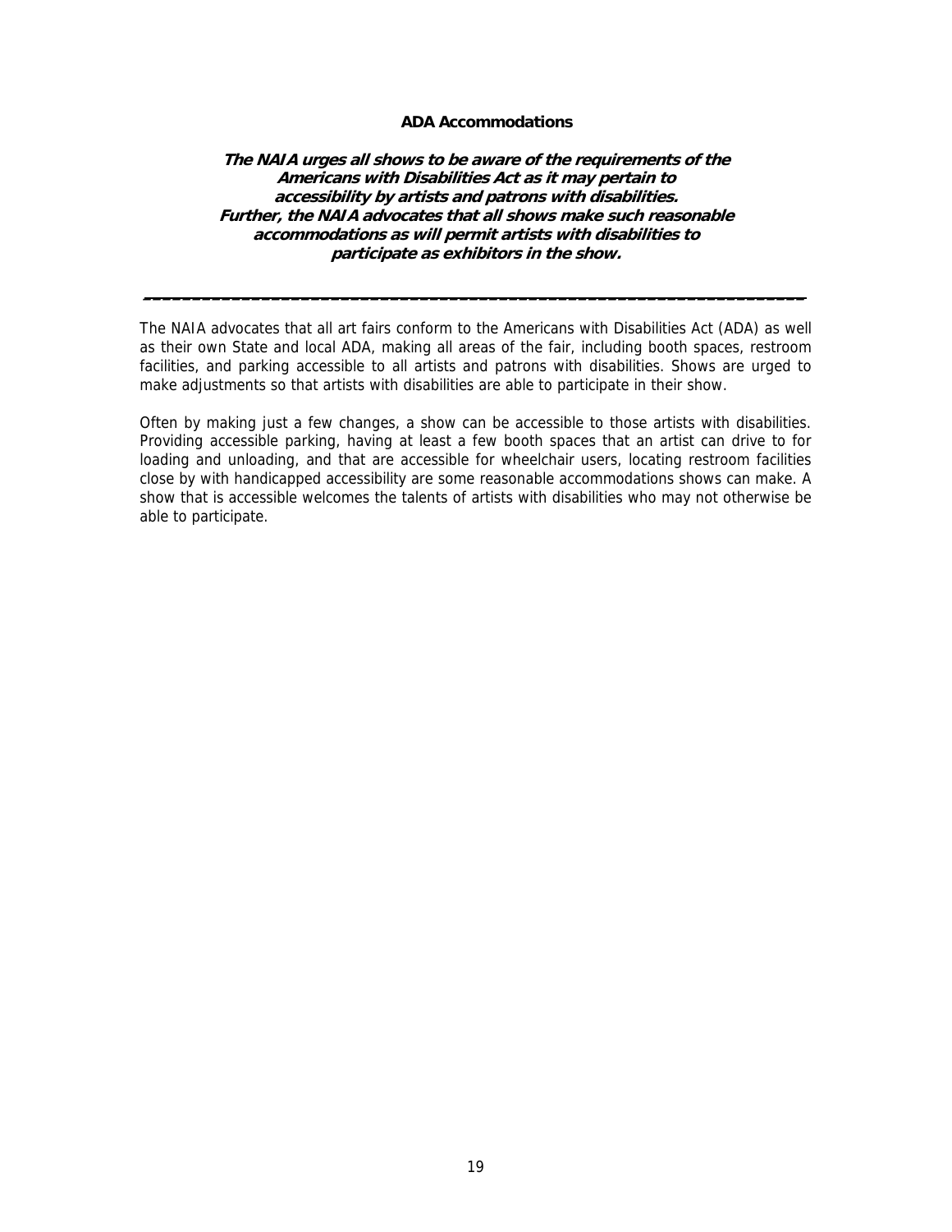## ADA Accommodations

***The NAIA urges all shows to be aware of the requirements of the Americans with Disabilities Act as it may pertain to accessibility by artists and patrons with disabilities. Further, the NAIA advocates that all shows make such reasonable accommodations as will permit artists with disabilities to participate as exhibitors in the show.***

---

The NAIA advocates that all art fairs conform to the Americans with Disabilities Act (ADA) as well as their own State and local ADA, making all areas of the fair, including booth spaces, restroom facilities, and parking accessible to all artists and patrons with disabilities. Shows are urged to make adjustments so that artists with disabilities are able to participate in their show.

Often by making just a few changes, a show can be accessible to those artists with disabilities. Providing accessible parking, having at least a few booth spaces that an artist can drive to for loading and unloading, and that are accessible for wheelchair users, locating restroom facilities close by with handicapped accessibility are some reasonable accommodations shows can make. A show that is accessible welcomes the talents of artists with disabilities who may not otherwise be able to participate.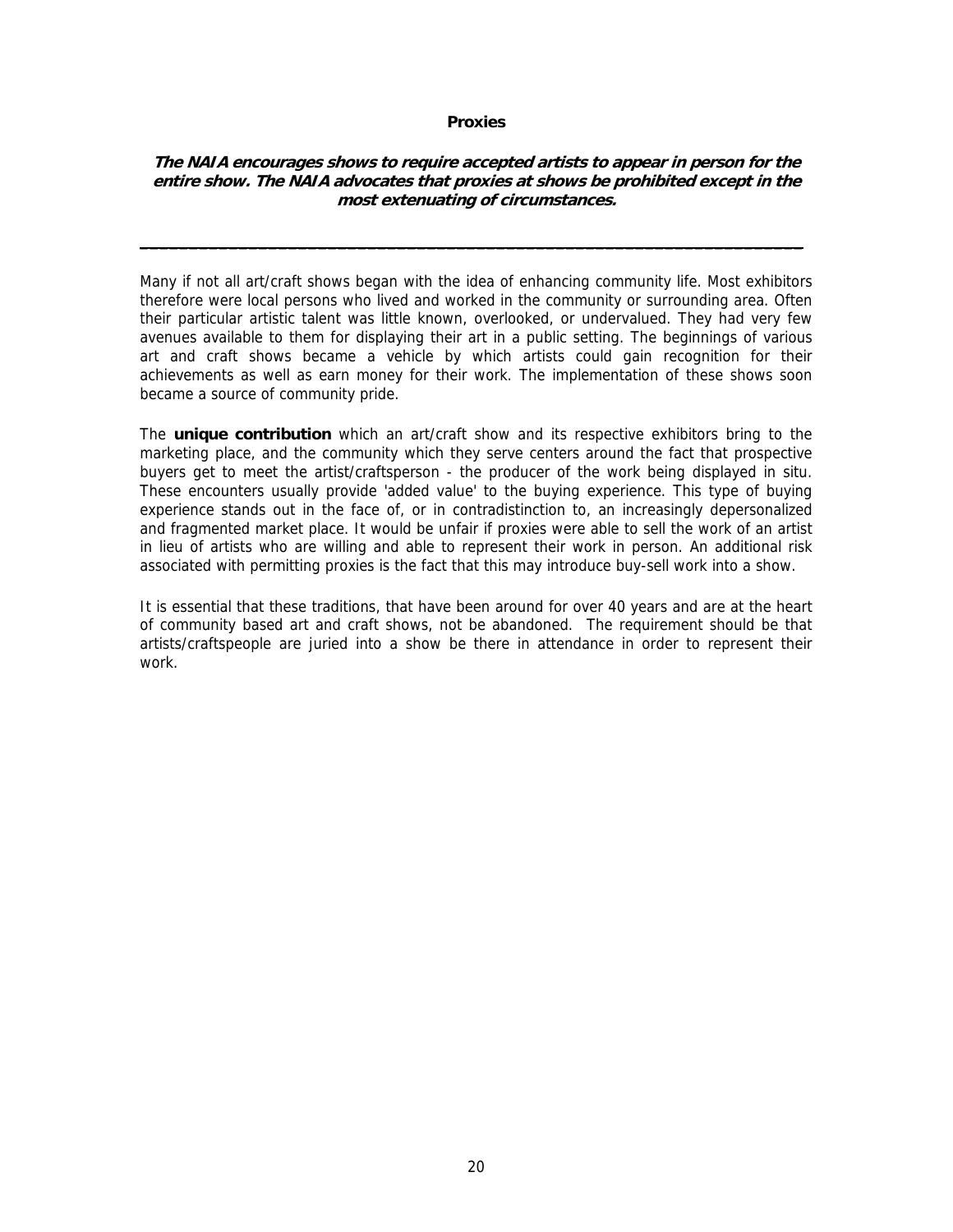## Proxies

***The NAIA encourages shows to require accepted artists to appear in person for the entire show. The NAIA advocates that proxies at shows be prohibited except in the most extenuating of circumstances.***

---

Many if not all art/craft shows began with the idea of enhancing community life. Most exhibitors therefore were local persons who lived and worked in the community or surrounding area. Often their particular artistic talent was little known, overlooked, or undervalued. They had very few avenues available to them for displaying their art in a public setting. The beginnings of various art and craft shows became a vehicle by which artists could gain recognition for their achievements as well as earn money for their work. The implementation of these shows soon became a source of community pride.

The **unique contribution** which an art/craft show and its respective exhibitors bring to the marketing place, and the community which they serve centers around the fact that prospective buyers get to meet the artist/craftsperson - the producer of the work being displayed in situ. These encounters usually provide 'added value' to the buying experience. This type of buying experience stands out in the face of, or in contradistinction to, an increasingly depersonalized and fragmented market place. It would be unfair if proxies were able to sell the work of an artist in lieu of artists who are willing and able to represent their work in person. An additional risk associated with permitting proxies is the fact that this may introduce buy-sell work into a show.

It is essential that these traditions, that have been around for over 40 years and are at the heart of community based art and craft shows, not be abandoned. The requirement should be that artists/craftspeople are juried into a show be there in attendance in order to represent their work.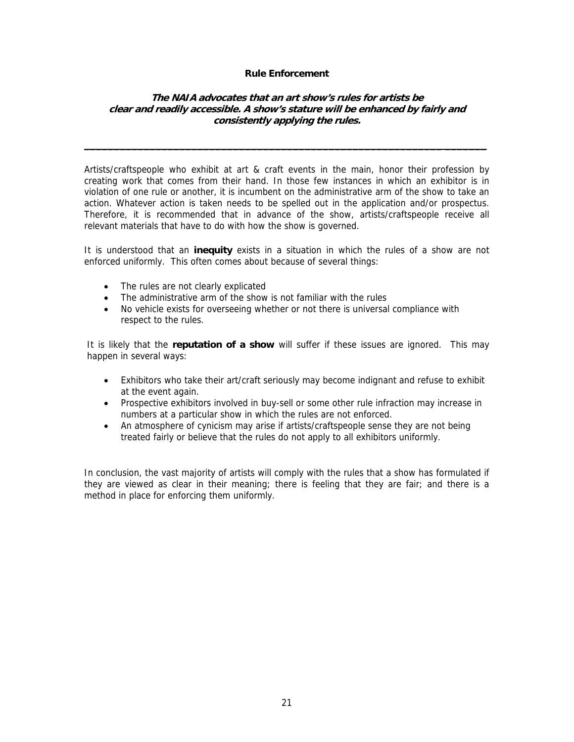## Rule Enforcement

***The NAIA advocates that an art show's rules for artists be clear and readily accessible. A show's stature will be enhanced by fairly and consistently applying the rules.***

---

Artists/craftspeople who exhibit at art & craft events in the main, honor their profession by creating work that comes from their hand. In those few instances in which an exhibitor is in violation of one rule or another, it is incumbent on the administrative arm of the show to take an action. Whatever action is taken needs to be spelled out in the application and/or prospectus. Therefore, it is recommended that in advance of the show, artists/craftspeople receive all relevant materials that have to do with how the show is governed.

It is understood that an **inequity** exists in a situation in which the rules of a show are not enforced uniformly. This often comes about because of several things:

- The rules are not clearly explicated
- The administrative arm of the show is not familiar with the rules
- No vehicle exists for overseeing whether or not there is universal compliance with respect to the rules.

It is likely that the **reputation of a show** will suffer if these issues are ignored. This may happen in several ways:

- Exhibitors who take their art/craft seriously may become indignant and refuse to exhibit at the event again.
- Prospective exhibitors involved in buy-sell or some other rule infraction may increase in numbers at a particular show in which the rules are not enforced.
- An atmosphere of cynicism may arise if artists/craftspeople sense they are not being treated fairly or believe that the rules do not apply to all exhibitors uniformly.

In conclusion, the vast majority of artists will comply with the rules that a show has formulated if they are viewed as clear in their meaning; there is feeling that they are fair; and there is a method in place for enforcing them uniformly.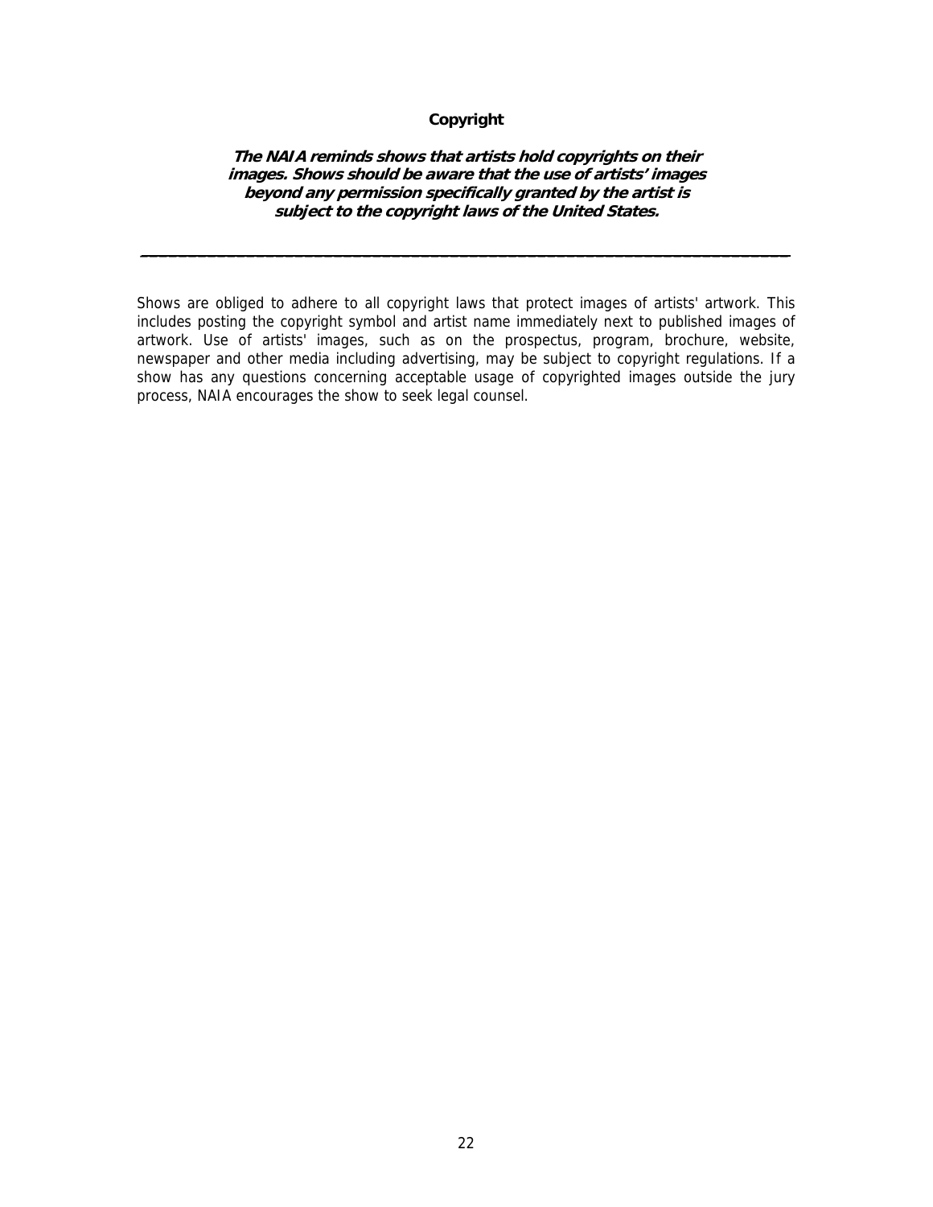## Copyright

***The NAIA reminds shows that artists hold copyrights on their images. Shows should be aware that the use of artists' images beyond any permission specifically granted by the artist is subject to the copyright laws of the United States.***

---

Shows are obliged to adhere to all copyright laws that protect images of artists' artwork. This includes posting the copyright symbol and artist name immediately next to published images of artwork. Use of artists' images, such as on the prospectus, program, brochure, website, newspaper and other media including advertising, may be subject to copyright regulations. If a show has any questions concerning acceptable usage of copyrighted images outside the jury process, NAIA encourages the show to seek legal counsel.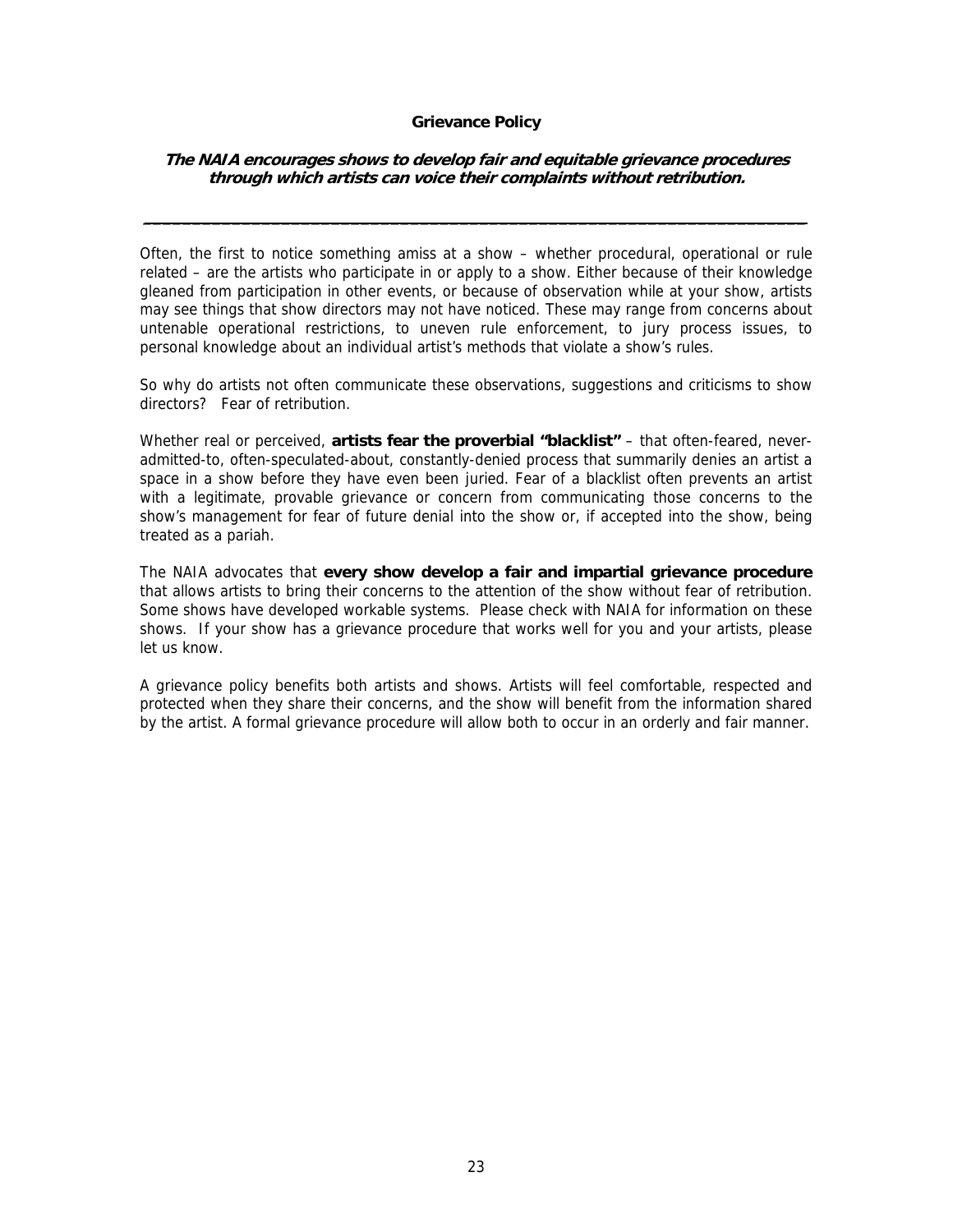## Grievance Policy

***The NAIA encourages shows to develop fair and equitable grievance procedures through which artists can voice their complaints without retribution.***

---

Often, the first to notice something amiss at a show – whether procedural, operational or rule related – are the artists who participate in or apply to a show. Either because of their knowledge gleaned from participation in other events, or because of observation while at your show, artists may see things that show directors may not have noticed. These may range from concerns about untenable operational restrictions, to uneven rule enforcement, to jury process issues, to personal knowledge about an individual artist's methods that violate a show's rules.

So why do artists not often communicate these observations, suggestions and criticisms to show directors? Fear of retribution.

Whether real or perceived, **artists fear the proverbial "blacklist"** – that often-feared, never-admitted-to, often-speculated-about, constantly-denied process that summarily denies an artist a space in a show before they have even been juried. Fear of a blacklist often prevents an artist with a legitimate, provable grievance or concern from communicating those concerns to the show's management for fear of future denial into the show or, if accepted into the show, being treated as a pariah.

The NAIA advocates that **every show develop a fair and impartial grievance procedure** that allows artists to bring their concerns to the attention of the show without fear of retribution. Some shows have developed workable systems. Please check with NAIA for information on these shows. If your show has a grievance procedure that works well for you and your artists, please let us know.

A grievance policy benefits both artists and shows. Artists will feel comfortable, respected and protected when they share their concerns, and the show will benefit from the information shared by the artist. A formal grievance procedure will allow both to occur in an orderly and fair manner.